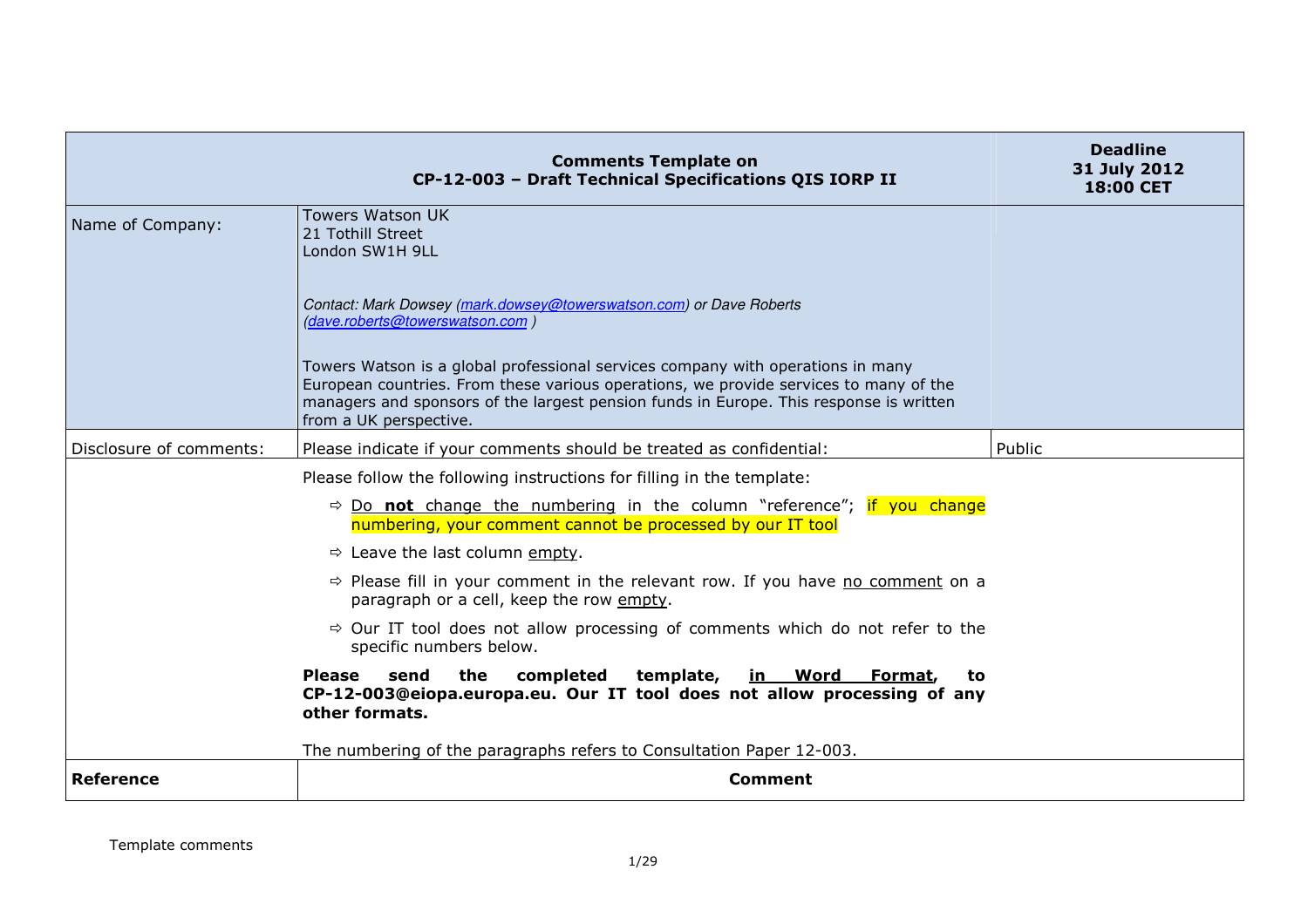| Comments Template on CP-12-003 – Draft Technical Specifications QIS IORP II | | Deadline 31 July 2012 18:00 CET |
|---|---|---|
| Name of Company: | Towers Watson UK<br>21 Tothill Street<br>London SW1H 9LL<br><br>*Contact: Mark Dowsey (mark.dowsey@towerswatson.com) or Dave Roberts (dave.roberts@towerswatson.com )*<br><br>Towers Watson is a global professional services company with operations in many European countries. From these various operations, we provide services to many of the managers and sponsors of the largest pension funds in Europe. This response is written from a UK perspective. | |
| Disclosure of comments: | Please indicate if your comments should be treated as confidential: | Public |
| | Please follow the following instructions for filling in the template:<br><br>⇨ Do **not** change the numbering in the column "reference"; if you change numbering, your comment cannot be processed by our IT tool<br><br>⇨ Leave the last column empty.<br><br>⇨ Please fill in your comment in the relevant row. If you have no comment on a paragraph or a cell, keep the row empty.<br><br>⇨ Our IT tool does not allow processing of comments which do not refer to the specific numbers below.<br><br>**Please send the completed template, in Word Format, to CP-12-003@eiopa.europa.eu. Our IT tool does not allow processing of any other formats.**<br><br>The numbering of the paragraphs refers to Consultation Paper 12-003. | |
| **Reference** | **Comment** | |

Template comments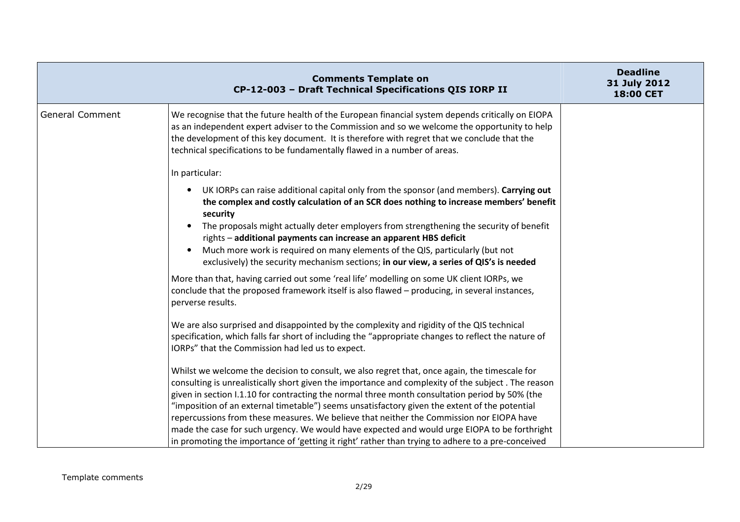| | Comments Template on CP-12-003 – Draft Technical Specifications QIS IORP II | Deadline 31 July 2012 18:00 CET |
|---|---|---|
| General Comment | We recognise that the future health of the European financial system depends critically on EIOPA as an independent expert adviser to the Commission and so we welcome the opportunity to help the development of this key document. It is therefore with regret that we conclude that the technical specifications to be fundamentally flawed in a number of areas.<br><br>In particular:<br><br>• UK IORPs can raise additional capital only from the sponsor (and members). **Carrying out the complex and costly calculation of an SCR does nothing to increase members' benefit security**<br>• The proposals might actually deter employers from strengthening the security of benefit rights – **additional payments can increase an apparent HBS deficit**<br>• Much more work is required on many elements of the QIS, particularly (but not exclusively) the security mechanism sections; **in our view, a series of QIS's is needed**<br><br>More than that, having carried out some 'real life' modelling on some UK client IORPs, we conclude that the proposed framework itself is also flawed – producing, in several instances, perverse results.<br><br>We are also surprised and disappointed by the complexity and rigidity of the QIS technical specification, which falls far short of including the "appropriate changes to reflect the nature of IORPs" that the Commission had led us to expect.<br><br>Whilst we welcome the decision to consult, we also regret that, once again, the timescale for consulting is unrealistically short given the importance and complexity of the subject . The reason given in section I.1.10 for contracting the normal three month consultation period by 50% (the "imposition of an external timetable") seems unsatisfactory given the extent of the potential repercussions from these measures. We believe that neither the Commission nor EIOPA have made the case for such urgency. We would have expected and would urge EIOPA to be forthright in promoting the importance of 'getting it right' rather than trying to adhere to a pre-conceived | |

Template comments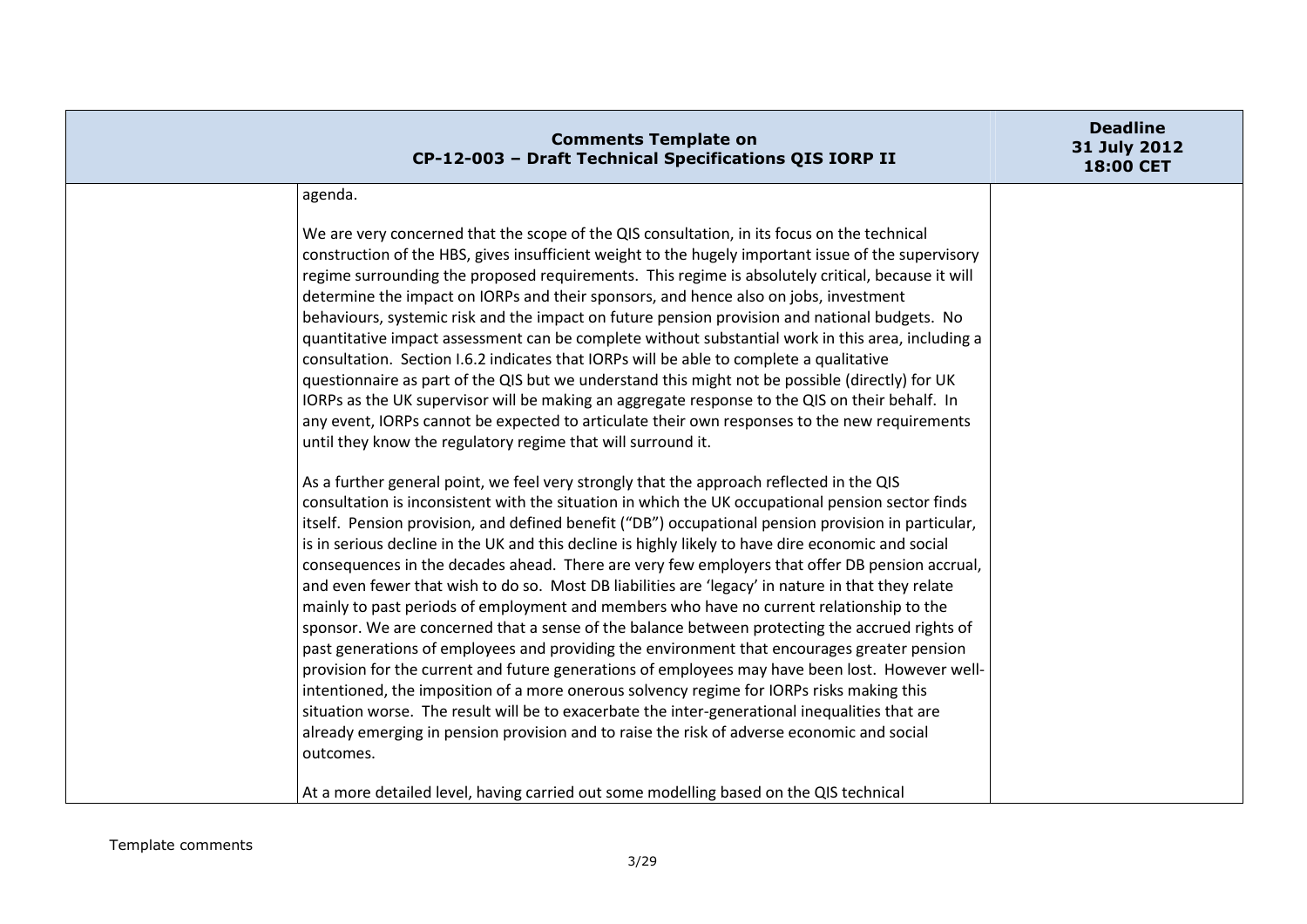| | | |
|---|---|---|
| | agenda.<br><br>We are very concerned that the scope of the QIS consultation, in its focus on the technical construction of the HBS, gives insufficient weight to the hugely important issue of the supervisory regime surrounding the proposed requirements. This regime is absolutely critical, because it will determine the impact on IORPs and their sponsors, and hence also on jobs, investment behaviours, systemic risk and the impact on future pension provision and national budgets. No quantitative impact assessment can be complete without substantial work in this area, including a consultation. Section I.6.2 indicates that IORPs will be able to complete a qualitative questionnaire as part of the QIS but we understand this might not be possible (directly) for UK IORPs as the UK supervisor will be making an aggregate response to the QIS on their behalf. In any event, IORPs cannot be expected to articulate their own responses to the new requirements until they know the regulatory regime that will surround it.<br><br>As a further general point, we feel very strongly that the approach reflected in the QIS consultation is inconsistent with the situation in which the UK occupational pension sector finds itself. Pension provision, and defined benefit ("DB") occupational pension provision in particular, is in serious decline in the UK and this decline is highly likely to have dire economic and social consequences in the decades ahead. There are very few employers that offer DB pension accrual, and even fewer that wish to do so. Most DB liabilities are 'legacy' in nature in that they relate mainly to past periods of employment and members who have no current relationship to the sponsor. We are concerned that a sense of the balance between protecting the accrued rights of past generations of employees and providing the environment that encourages greater pension provision for the current and future generations of employees may have been lost. However well-intentioned, the imposition of a more onerous solvency regime for IORPs risks making this situation worse. The result will be to exacerbate the inter-generational inequalities that are already emerging in pension provision and to raise the risk of adverse economic and social outcomes.<br><br>At a more detailed level, having carried out some modelling based on the QIS technical | |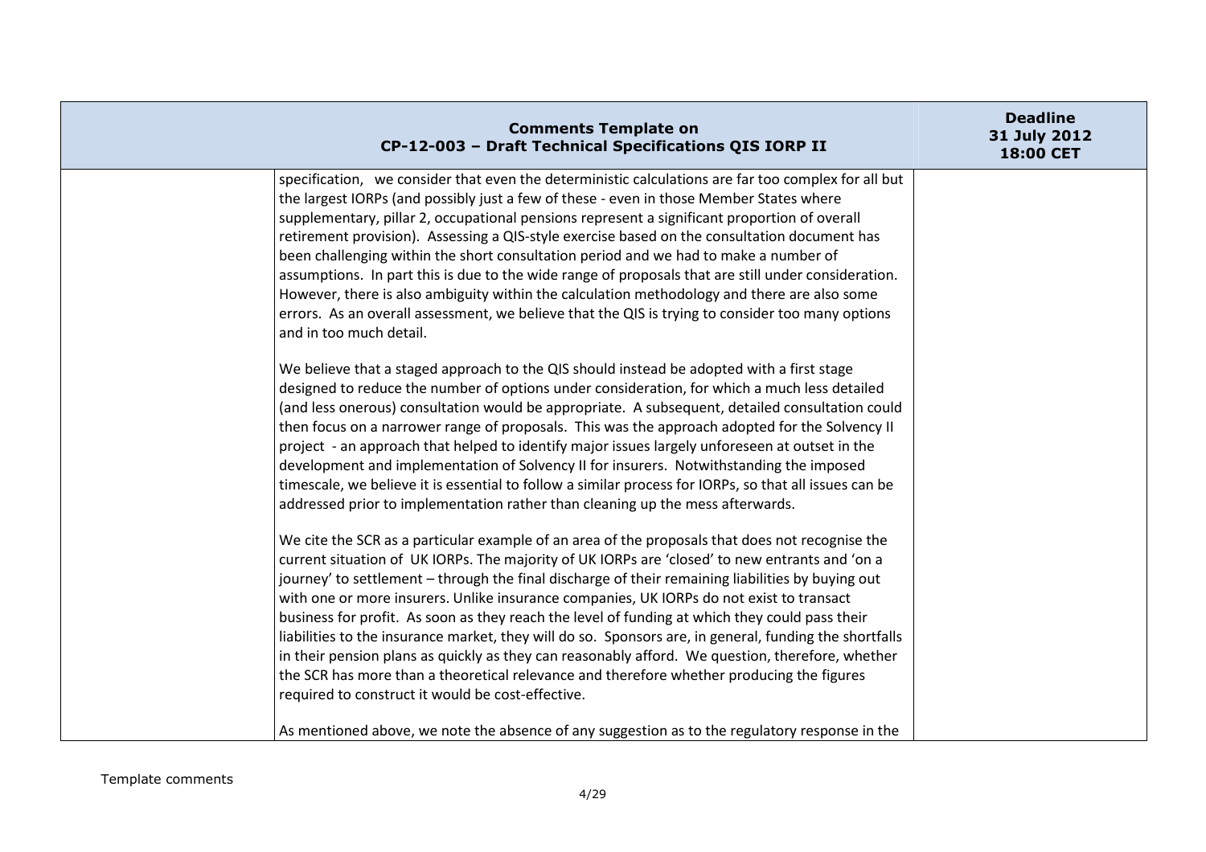| Comments Template on CP-12-003 – Draft Technical Specifications QIS IORP II | | Deadline 31 July 2012 18:00 CET |
|---|---|---|
| | specification, we consider that even the deterministic calculations are far too complex for all but the largest IORPs (and possibly just a few of these - even in those Member States where supplementary, pillar 2, occupational pensions represent a significant proportion of overall retirement provision). Assessing a QIS-style exercise based on the consultation document has been challenging within the short consultation period and we had to make a number of assumptions. In part this is due to the wide range of proposals that are still under consideration. However, there is also ambiguity within the calculation methodology and there are also some errors. As an overall assessment, we believe that the QIS is trying to consider too many options and in too much detail.<br><br>We believe that a staged approach to the QIS should instead be adopted with a first stage designed to reduce the number of options under consideration, for which a much less detailed (and less onerous) consultation would be appropriate. A subsequent, detailed consultation could then focus on a narrower range of proposals. This was the approach adopted for the Solvency II project - an approach that helped to identify major issues largely unforeseen at outset in the development and implementation of Solvency II for insurers. Notwithstanding the imposed timescale, we believe it is essential to follow a similar process for IORPs, so that all issues can be addressed prior to implementation rather than cleaning up the mess afterwards.<br><br>We cite the SCR as a particular example of an area of the proposals that does not recognise the current situation of UK IORPs. The majority of UK IORPs are 'closed' to new entrants and 'on a journey' to settlement – through the final discharge of their remaining liabilities by buying out with one or more insurers. Unlike insurance companies, UK IORPs do not exist to transact business for profit. As soon as they reach the level of funding at which they could pass their liabilities to the insurance market, they will do so. Sponsors are, in general, funding the shortfalls in their pension plans as quickly as they can reasonably afford. We question, therefore, whether the SCR has more than a theoretical relevance and therefore whether producing the figures required to construct it would be cost-effective.<br><br>As mentioned above, we note the absence of any suggestion as to the regulatory response in the | |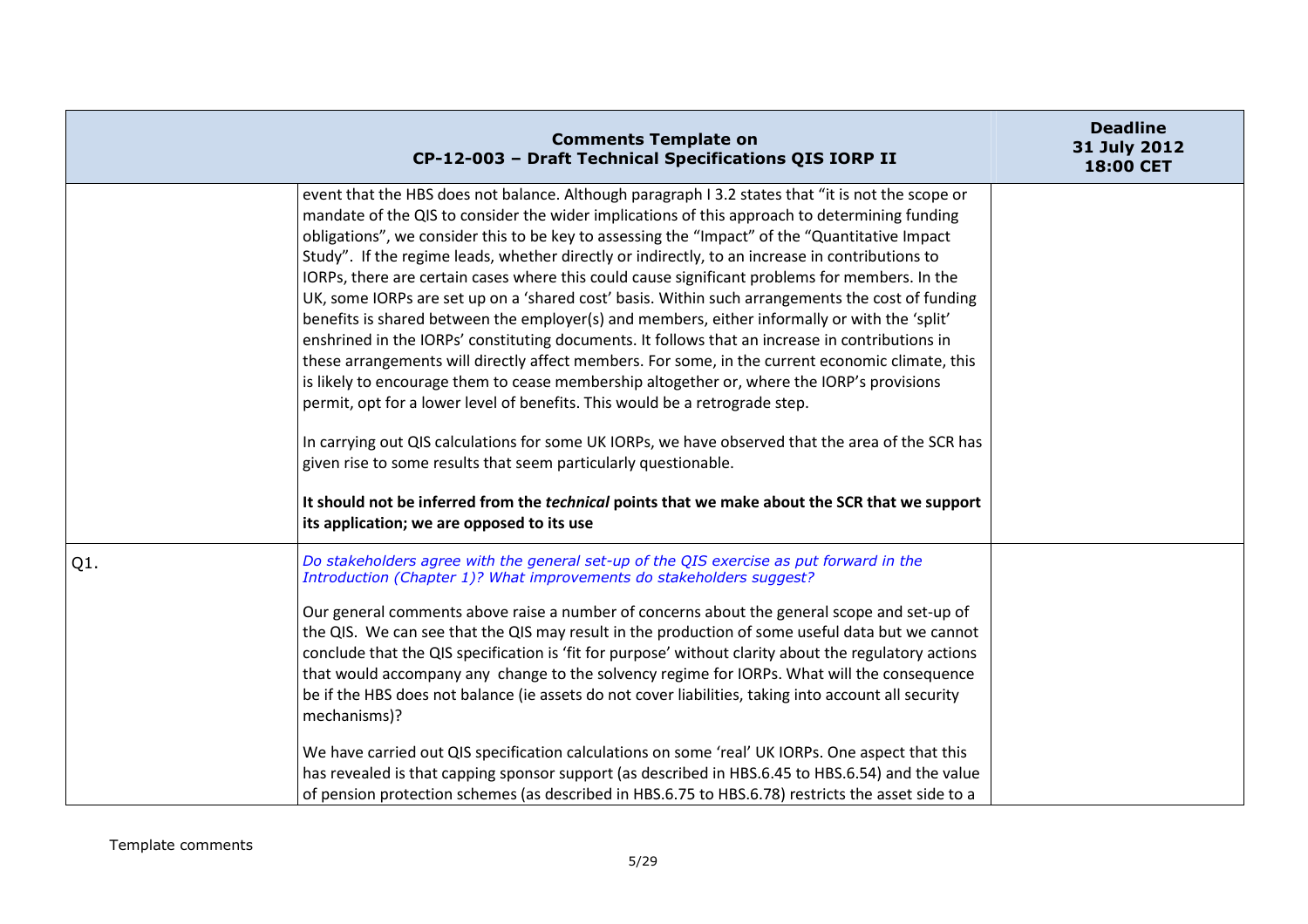| Comments Template on CP-12-003 – Draft Technical Specifications QIS IORP II | | Deadline 31 July 2012 18:00 CET |
|---|---|---|
| | event that the HBS does not balance. Although paragraph I 3.2 states that "it is not the scope or mandate of the QIS to consider the wider implications of this approach to determining funding obligations", we consider this to be key to assessing the "Impact" of the "Quantitative Impact Study". If the regime leads, whether directly or indirectly, to an increase in contributions to IORPs, there are certain cases where this could cause significant problems for members. In the UK, some IORPs are set up on a 'shared cost' basis. Within such arrangements the cost of funding benefits is shared between the employer(s) and members, either informally or with the 'split' enshrined in the IORPs' constituting documents. It follows that an increase in contributions in these arrangements will directly affect members. For some, in the current economic climate, this is likely to encourage them to cease membership altogether or, where the IORP's provisions permit, opt for a lower level of benefits. This would be a retrograde step.<br><br>In carrying out QIS calculations for some UK IORPs, we have observed that the area of the SCR has given rise to some results that seem particularly questionable.<br><br>**It should not be inferred from the *technical* points that we make about the SCR that we support its application; we are opposed to its use** | |
| Q1. | *Do stakeholders agree with the general set-up of the QIS exercise as put forward in the Introduction (Chapter 1)? What improvements do stakeholders suggest?*<br><br>Our general comments above raise a number of concerns about the general scope and set-up of the QIS. We can see that the QIS may result in the production of some useful data but we cannot conclude that the QIS specification is 'fit for purpose' without clarity about the regulatory actions that would accompany any change to the solvency regime for IORPs. What will the consequence be if the HBS does not balance (ie assets do not cover liabilities, taking into account all security mechanisms)?<br><br>We have carried out QIS specification calculations on some 'real' UK IORPs. One aspect that this has revealed is that capping sponsor support (as described in HBS.6.45 to HBS.6.54) and the value of pension protection schemes (as described in HBS.6.75 to HBS.6.78) restricts the asset side to a | |

Template comments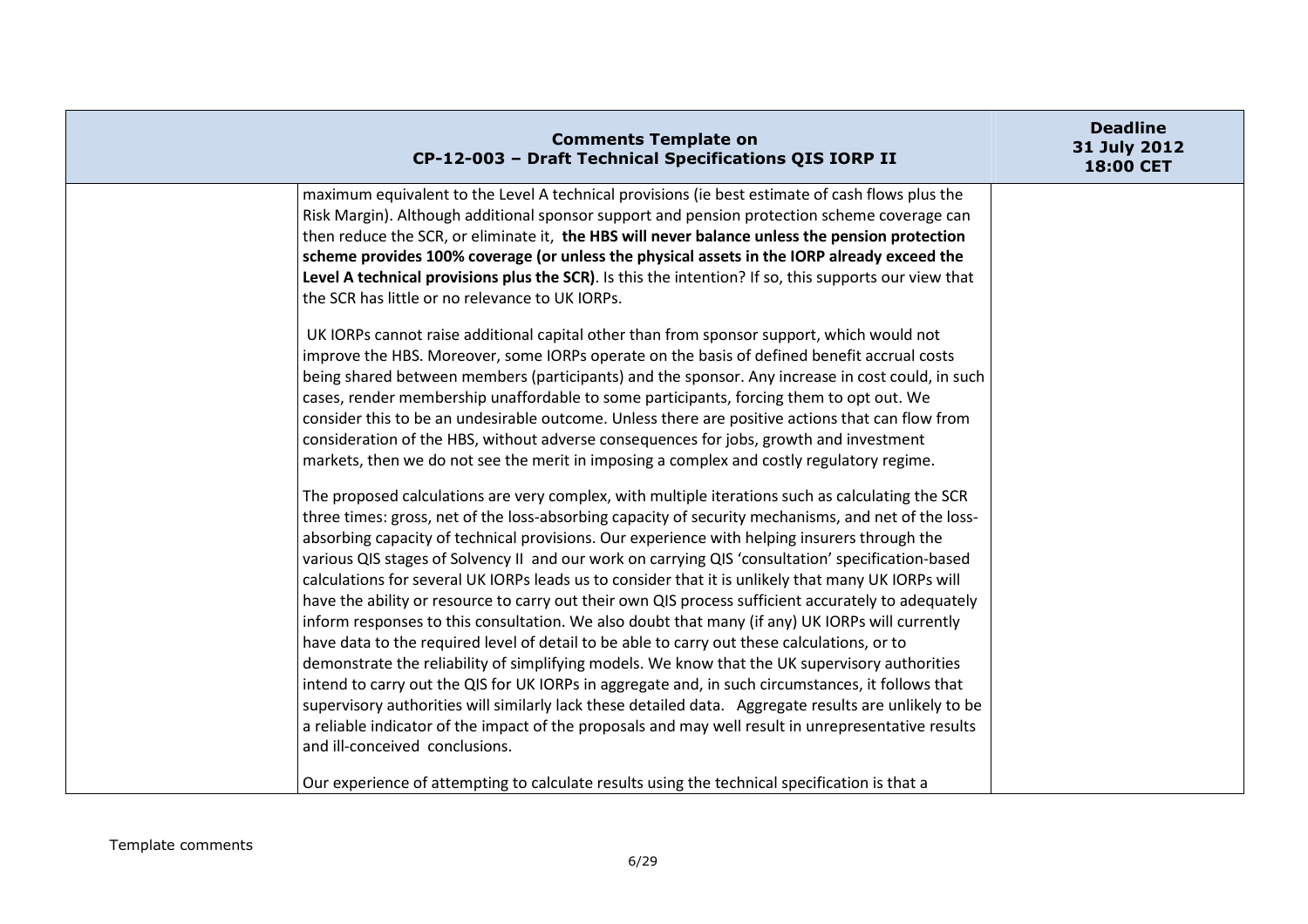| | Comments Template on CP-12-003 – Draft Technical Specifications QIS IORP II | Deadline 31 July 2012 18:00 CET |
|---|---|---|
| | maximum equivalent to the Level A technical provisions (ie best estimate of cash flows plus the Risk Margin). Although additional sponsor support and pension protection scheme coverage can then reduce the SCR, or eliminate it, **the HBS will never balance unless the pension protection scheme provides 100% coverage (or unless the physical assets in the IORP already exceed the Level A technical provisions plus the SCR)**. Is this the intention? If so, this supports our view that the SCR has little or no relevance to UK IORPs.<br><br>UK IORPs cannot raise additional capital other than from sponsor support, which would not improve the HBS. Moreover, some IORPs operate on the basis of defined benefit accrual costs being shared between members (participants) and the sponsor. Any increase in cost could, in such cases, render membership unaffordable to some participants, forcing them to opt out. We consider this to be an undesirable outcome. Unless there are positive actions that can flow from consideration of the HBS, without adverse consequences for jobs, growth and investment markets, then we do not see the merit in imposing a complex and costly regulatory regime.<br><br>The proposed calculations are very complex, with multiple iterations such as calculating the SCR three times: gross, net of the loss-absorbing capacity of security mechanisms, and net of the loss-absorbing capacity of technical provisions. Our experience with helping insurers through the various QIS stages of Solvency II and our work on carrying QIS 'consultation' specification-based calculations for several UK IORPs leads us to consider that it is unlikely that many UK IORPs will have the ability or resource to carry out their own QIS process sufficient accurately to adequately inform responses to this consultation. We also doubt that many (if any) UK IORPs will currently have data to the required level of detail to be able to carry out these calculations, or to demonstrate the reliability of simplifying models. We know that the UK supervisory authorities intend to carry out the QIS for UK IORPs in aggregate and, in such circumstances, it follows that supervisory authorities will similarly lack these detailed data. Aggregate results are unlikely to be a reliable indicator of the impact of the proposals and may well result in unrepresentative results and ill-conceived conclusions.<br><br>Our experience of attempting to calculate results using the technical specification is that a | |

Template comments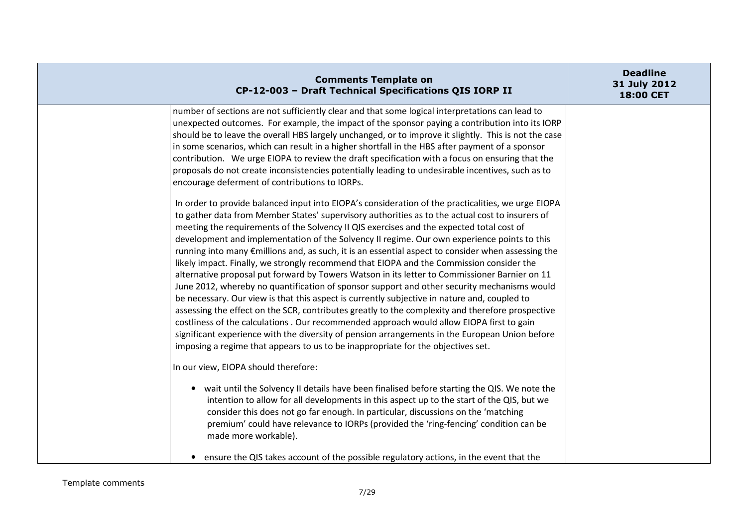| Comments Template on CP-12-003 – Draft Technical Specifications QIS IORP II | | Deadline 31 July 2012 18:00 CET |
|---|---|---|
| | number of sections are not sufficiently clear and that some logical interpretations can lead to unexpected outcomes. For example, the impact of the sponsor paying a contribution into its IORP should be to leave the overall HBS largely unchanged, or to improve it slightly. This is not the case in some scenarios, which can result in a higher shortfall in the HBS after payment of a sponsor contribution. We urge EIOPA to review the draft specification with a focus on ensuring that the proposals do not create inconsistencies potentially leading to undesirable incentives, such as to encourage deferment of contributions to IORPs.<br><br>In order to provide balanced input into EIOPA's consideration of the practicalities, we urge EIOPA to gather data from Member States' supervisory authorities as to the actual cost to insurers of meeting the requirements of the Solvency II QIS exercises and the expected total cost of development and implementation of the Solvency II regime. Our own experience points to this running into many €millions and, as such, it is an essential aspect to consider when assessing the likely impact. Finally, we strongly recommend that EIOPA and the Commission consider the alternative proposal put forward by Towers Watson in its letter to Commissioner Barnier on 11 June 2012, whereby no quantification of sponsor support and other security mechanisms would be necessary. Our view is that this aspect is currently subjective in nature and, coupled to assessing the effect on the SCR, contributes greatly to the complexity and therefore prospective costliness of the calculations . Our recommended approach would allow EIOPA first to gain significant experience with the diversity of pension arrangements in the European Union before imposing a regime that appears to us to be inappropriate for the objectives set.<br><br>In our view, EIOPA should therefore:<br><br>• wait until the Solvency II details have been finalised before starting the QIS. We note the intention to allow for all developments in this aspect up to the start of the QIS, but we consider this does not go far enough. In particular, discussions on the 'matching premium' could have relevance to IORPs (provided the 'ring-fencing' condition can be made more workable).<br><br>• ensure the QIS takes account of the possible regulatory actions, in the event that the | |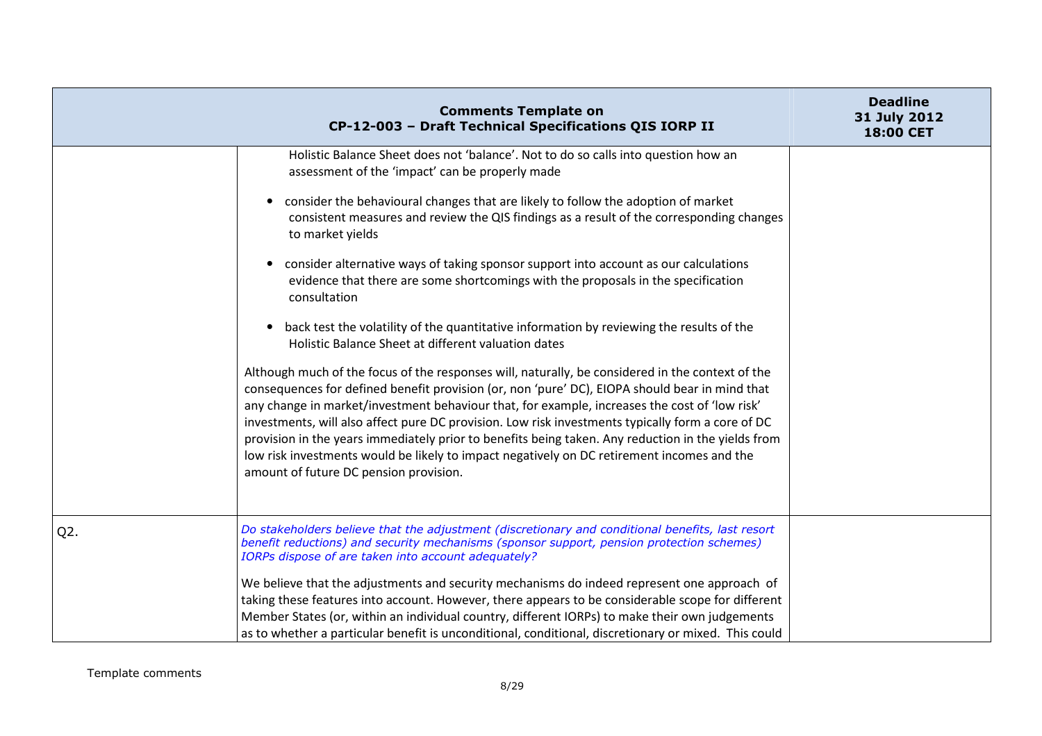| | | |
|---|---|---|
| | Holistic Balance Sheet does not 'balance'. Not to do so calls into question how an assessment of the 'impact' can be properly made<br><br>• consider the behavioural changes that are likely to follow the adoption of market consistent measures and review the QIS findings as a result of the corresponding changes to market yields<br><br>• consider alternative ways of taking sponsor support into account as our calculations evidence that there are some shortcomings with the proposals in the specification consultation<br><br>• back test the volatility of the quantitative information by reviewing the results of the Holistic Balance Sheet at different valuation dates<br><br>Although much of the focus of the responses will, naturally, be considered in the context of the consequences for defined benefit provision (or, non 'pure' DC), EIOPA should bear in mind that any change in market/investment behaviour that, for example, increases the cost of 'low risk' investments, will also affect pure DC provision. Low risk investments typically form a core of DC provision in the years immediately prior to benefits being taken. Any reduction in the yields from low risk investments would be likely to impact negatively on DC retirement incomes and the amount of future DC pension provision. | |
| Q2. | *Do stakeholders believe that the adjustment (discretionary and conditional benefits, last resort benefit reductions) and security mechanisms (sponsor support, pension protection schemes) IORPs dispose of are taken into account adequately?*<br><br>We believe that the adjustments and security mechanisms do indeed represent one approach of taking these features into account. However, there appears to be considerable scope for different Member States (or, within an individual country, different IORPs) to make their own judgements as to whether a particular benefit is unconditional, conditional, discretionary or mixed. This could | |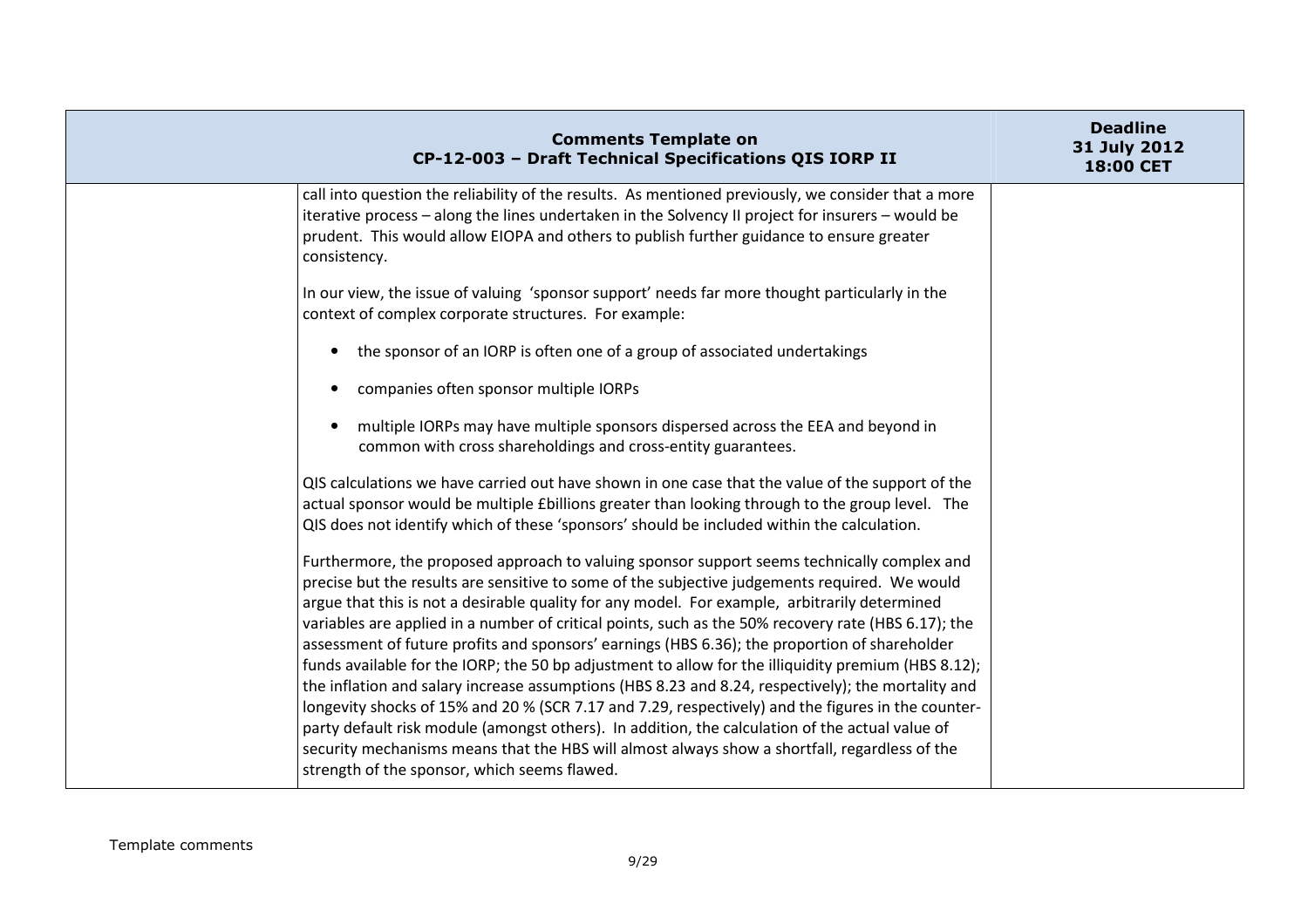| | | |
|---|---|---|
| | call into question the reliability of the results. As mentioned previously, we consider that a more iterative process – along the lines undertaken in the Solvency II project for insurers – would be prudent. This would allow EIOPA and others to publish further guidance to ensure greater consistency.<br><br>In our view, the issue of valuing 'sponsor support' needs far more thought particularly in the context of complex corporate structures. For example:<br><br>• the sponsor of an IORP is often one of a group of associated undertakings<br><br>• companies often sponsor multiple IORPs<br><br>• multiple IORPs may have multiple sponsors dispersed across the EEA and beyond in common with cross shareholdings and cross-entity guarantees.<br><br>QIS calculations we have carried out have shown in one case that the value of the support of the actual sponsor would be multiple £billions greater than looking through to the group level. The QIS does not identify which of these 'sponsors' should be included within the calculation.<br><br>Furthermore, the proposed approach to valuing sponsor support seems technically complex and precise but the results are sensitive to some of the subjective judgements required. We would argue that this is not a desirable quality for any model. For example, arbitrarily determined variables are applied in a number of critical points, such as the 50% recovery rate (HBS 6.17); the assessment of future profits and sponsors' earnings (HBS 6.36); the proportion of shareholder funds available for the IORP; the 50 bp adjustment to allow for the illiquidity premium (HBS 8.12); the inflation and salary increase assumptions (HBS 8.23 and 8.24, respectively); the mortality and longevity shocks of 15% and 20 % (SCR 7.17 and 7.29, respectively) and the figures in the counter-party default risk module (amongst others). In addition, the calculation of the actual value of security mechanisms means that the HBS will almost always show a shortfall, regardless of the strength of the sponsor, which seems flawed. | |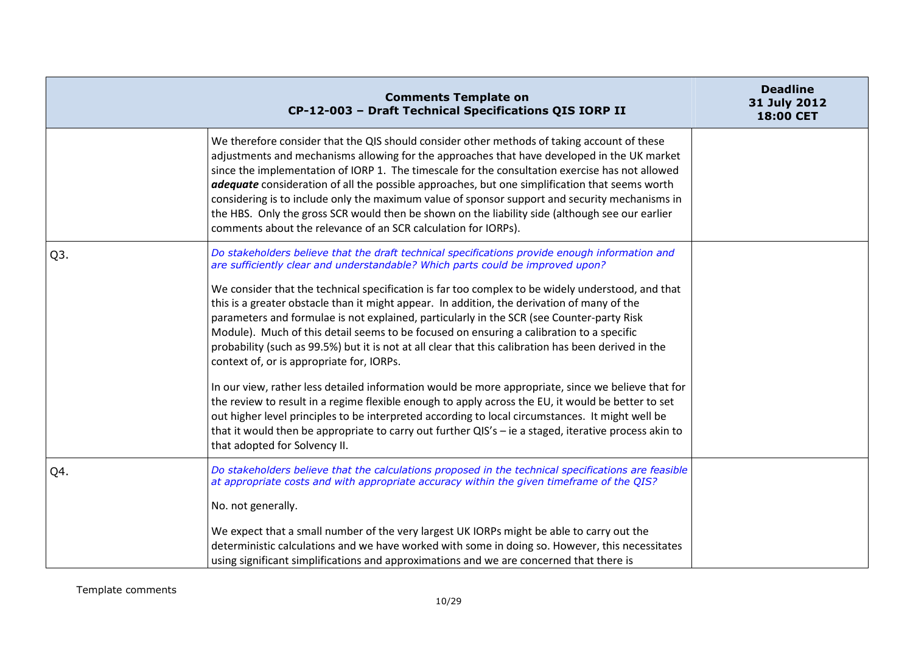| Comments Template on CP-12-003 – Draft Technical Specifications QIS IORP II | | Deadline 31 July 2012 18:00 CET |
|---|---|---|
| | We therefore consider that the QIS should consider other methods of taking account of these adjustments and mechanisms allowing for the approaches that have developed in the UK market since the implementation of IORP 1. The timescale for the consultation exercise has not allowed ***adequate*** consideration of all the possible approaches, but one simplification that seems worth considering is to include only the maximum value of sponsor support and security mechanisms in the HBS. Only the gross SCR would then be shown on the liability side (although see our earlier comments about the relevance of an SCR calculation for IORPs). | |
| Q3. | *Do stakeholders believe that the draft technical specifications provide enough information and are sufficiently clear and understandable? Which parts could be improved upon?*<br><br>We consider that the technical specification is far too complex to be widely understood, and that this is a greater obstacle than it might appear. In addition, the derivation of many of the parameters and formulae is not explained, particularly in the SCR (see Counter-party Risk Module). Much of this detail seems to be focused on ensuring a calibration to a specific probability (such as 99.5%) but it is not at all clear that this calibration has been derived in the context of, or is appropriate for, IORPs.<br><br>In our view, rather less detailed information would be more appropriate, since we believe that for the review to result in a regime flexible enough to apply across the EU, it would be better to set out higher level principles to be interpreted according to local circumstances. It might well be that it would then be appropriate to carry out further QIS's – ie a staged, iterative process akin to that adopted for Solvency II. | |
| Q4. | *Do stakeholders believe that the calculations proposed in the technical specifications are feasible at appropriate costs and with appropriate accuracy within the given timeframe of the QIS?*<br><br>No. not generally.<br><br>We expect that a small number of the very largest UK IORPs might be able to carry out the deterministic calculations and we have worked with some in doing so. However, this necessitates using significant simplifications and approximations and we are concerned that there is | |

Template comments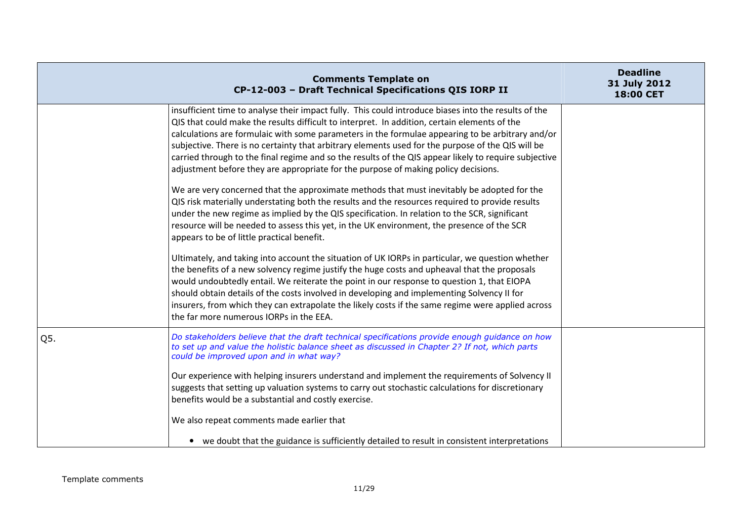| Comments Template on CP-12-003 – Draft Technical Specifications QIS IORP II | | Deadline 31 July 2012 18:00 CET |
|---|---|---|
| | insufficient time to analyse their impact fully. This could introduce biases into the results of the QIS that could make the results difficult to interpret. In addition, certain elements of the calculations are formulaic with some parameters in the formulae appearing to be arbitrary and/or subjective. There is no certainty that arbitrary elements used for the purpose of the QIS will be carried through to the final regime and so the results of the QIS appear likely to require subjective adjustment before they are appropriate for the purpose of making policy decisions.<br><br>We are very concerned that the approximate methods that must inevitably be adopted for the QIS risk materially understating both the results and the resources required to provide results under the new regime as implied by the QIS specification. In relation to the SCR, significant resource will be needed to assess this yet, in the UK environment, the presence of the SCR appears to be of little practical benefit.<br><br>Ultimately, and taking into account the situation of UK IORPs in particular, we question whether the benefits of a new solvency regime justify the huge costs and upheaval that the proposals would undoubtedly entail. We reiterate the point in our response to question 1, that EIOPA should obtain details of the costs involved in developing and implementing Solvency II for insurers, from which they can extrapolate the likely costs if the same regime were applied across the far more numerous IORPs in the EEA. | |
| Q5. | *Do stakeholders believe that the draft technical specifications provide enough guidance on how to set up and value the holistic balance sheet as discussed in Chapter 2? If not, which parts could be improved upon and in what way?*<br><br>Our experience with helping insurers understand and implement the requirements of Solvency II suggests that setting up valuation systems to carry out stochastic calculations for discretionary benefits would be a substantial and costly exercise.<br><br>We also repeat comments made earlier that<br><br>• we doubt that the guidance is sufficiently detailed to result in consistent interpretations | |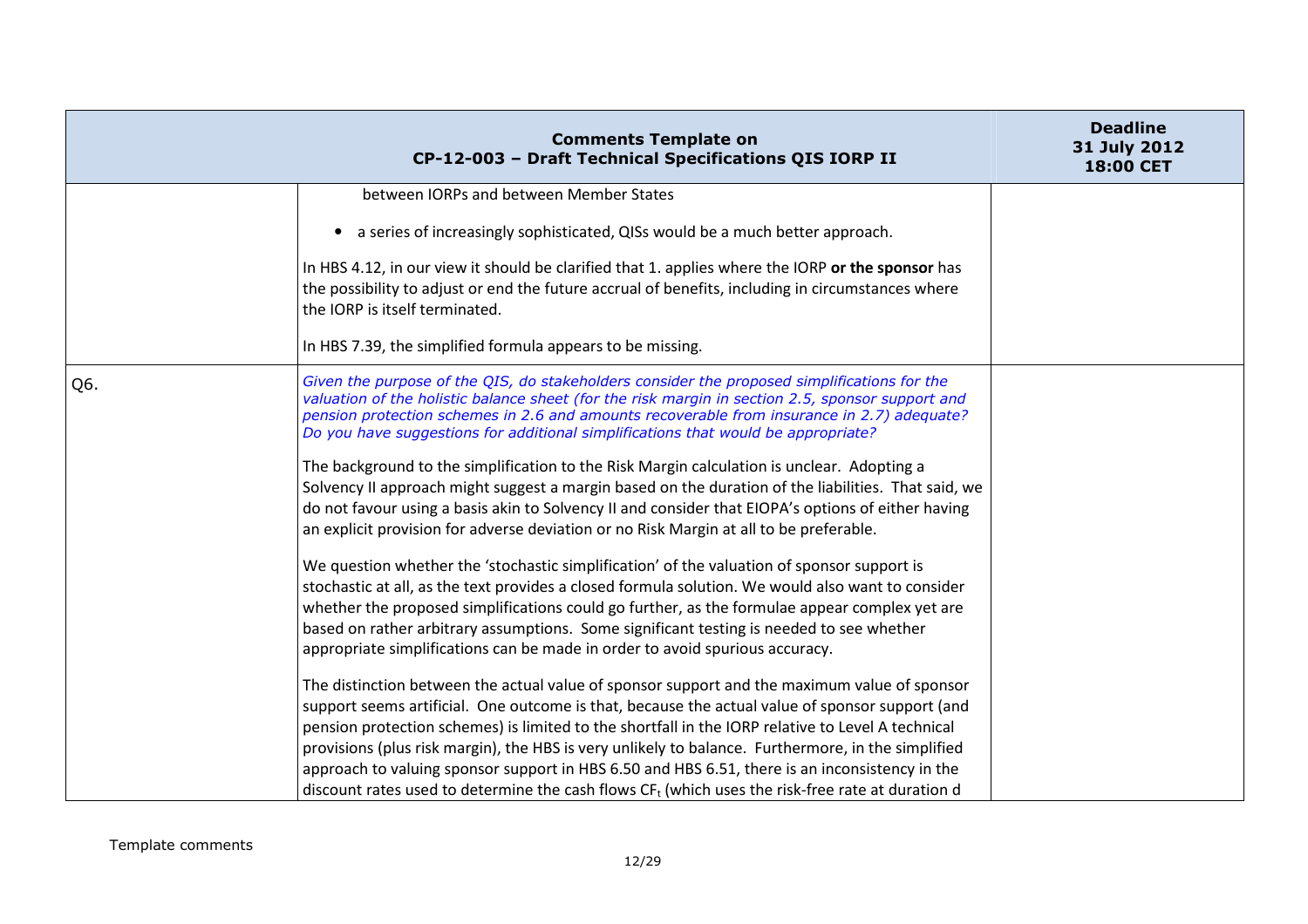| Comments Template on CP-12-003 – Draft Technical Specifications QIS IORP II | | Deadline 31 July 2012 18:00 CET |
|---|---|---|
| | between IORPs and between Member States<br><br>• a series of increasingly sophisticated, QISs would be a much better approach.<br><br>In HBS 4.12, in our view it should be clarified that 1. applies where the IORP **or the sponsor** has the possibility to adjust or end the future accrual of benefits, including in circumstances where the IORP is itself terminated.<br><br>In HBS 7.39, the simplified formula appears to be missing. | |
| Q6. | *Given the purpose of the QIS, do stakeholders consider the proposed simplifications for the valuation of the holistic balance sheet (for the risk margin in section 2.5, sponsor support and pension protection schemes in 2.6 and amounts recoverable from insurance in 2.7) adequate? Do you have suggestions for additional simplifications that would be appropriate?*<br><br>The background to the simplification to the Risk Margin calculation is unclear. Adopting a Solvency II approach might suggest a margin based on the duration of the liabilities. That said, we do not favour using a basis akin to Solvency II and consider that EIOPA's options of either having an explicit provision for adverse deviation or no Risk Margin at all to be preferable.<br><br>We question whether the 'stochastic simplification' of the valuation of sponsor support is stochastic at all, as the text provides a closed formula solution. We would also want to consider whether the proposed simplifications could go further, as the formulae appear complex yet are based on rather arbitrary assumptions. Some significant testing is needed to see whether appropriate simplifications can be made in order to avoid spurious accuracy.<br><br>The distinction between the actual value of sponsor support and the maximum value of sponsor support seems artificial. One outcome is that, because the actual value of sponsor support (and pension protection schemes) is limited to the shortfall in the IORP relative to Level A technical provisions (plus risk margin), the HBS is very unlikely to balance. Furthermore, in the simplified approach to valuing sponsor support in HBS 6.50 and HBS 6.51, there is an inconsistency in the discount rates used to determine the cash flows $CF_t$ (which uses the risk-free rate at duration d | |

Template comments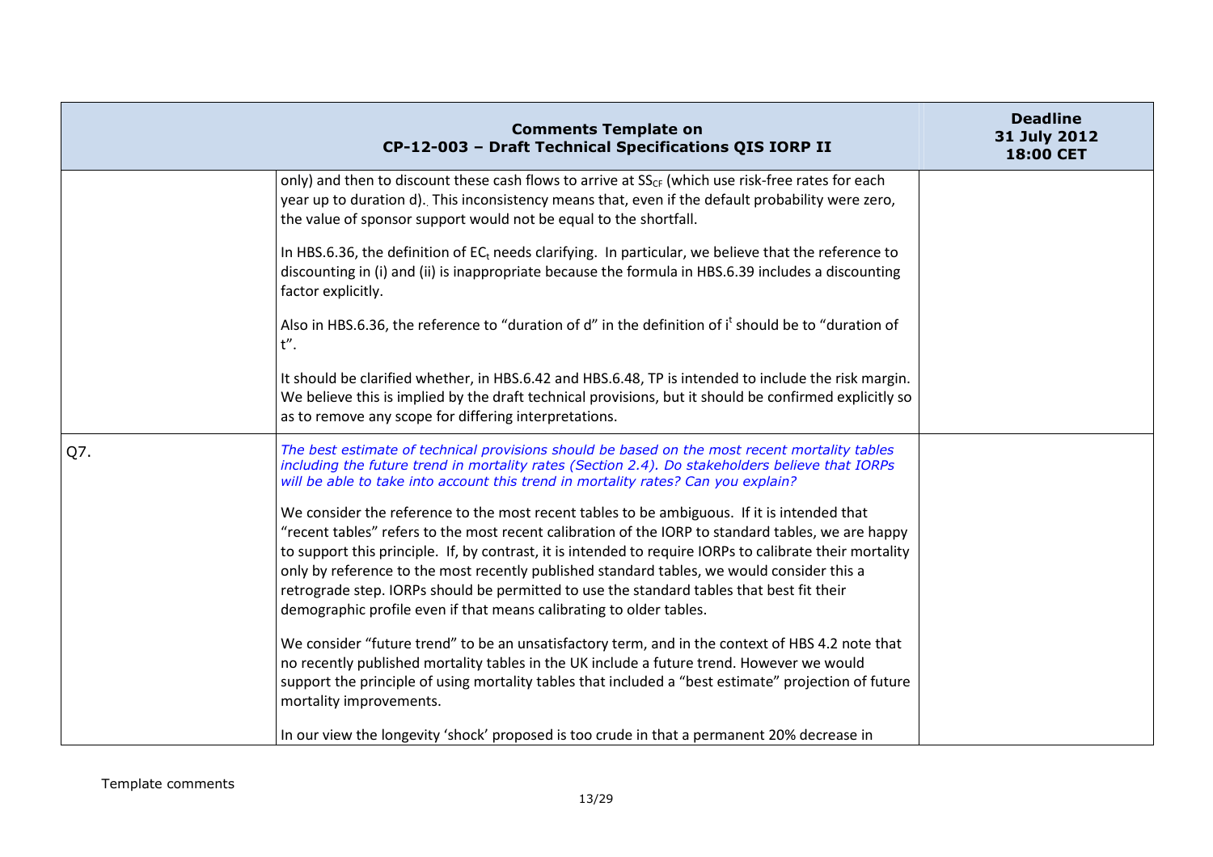| Comments Template on CP-12-003 – Draft Technical Specifications QIS IORP II | | Deadline 31 July 2012 18:00 CET |
|---|---|---|
| | only) and then to discount these cash flows to arrive at $SS_{CF}$ (which use risk-free rates for each year up to duration d).. This inconsistency means that, even if the default probability were zero, the value of sponsor support would not be equal to the shortfall.<br><br>In HBS.6.36, the definition of $EC_t$ needs clarifying. In particular, we believe that the reference to discounting in (i) and (ii) is inappropriate because the formula in HBS.6.39 includes a discounting factor explicitly.<br><br>Also in HBS.6.36, the reference to "duration of d" in the definition of $i^t$ should be to "duration of t".<br><br>It should be clarified whether, in HBS.6.42 and HBS.6.48, TP is intended to include the risk margin. We believe this is implied by the draft technical provisions, but it should be confirmed explicitly so as to remove any scope for differing interpretations. | |
| Q7. | *The best estimate of technical provisions should be based on the most recent mortality tables including the future trend in mortality rates (Section 2.4). Do stakeholders believe that IORPs will be able to take into account this trend in mortality rates? Can you explain?*<br><br>We consider the reference to the most recent tables to be ambiguous. If it is intended that "recent tables" refers to the most recent calibration of the IORP to standard tables, we are happy to support this principle. If, by contrast, it is intended to require IORPs to calibrate their mortality only by reference to the most recently published standard tables, we would consider this a retrograde step. IORPs should be permitted to use the standard tables that best fit their demographic profile even if that means calibrating to older tables.<br><br>We consider "future trend" to be an unsatisfactory term, and in the context of HBS 4.2 note that no recently published mortality tables in the UK include a future trend. However we would support the principle of using mortality tables that included a "best estimate" projection of future mortality improvements.<br><br>In our view the longevity 'shock' proposed is too crude in that a permanent 20% decrease in | |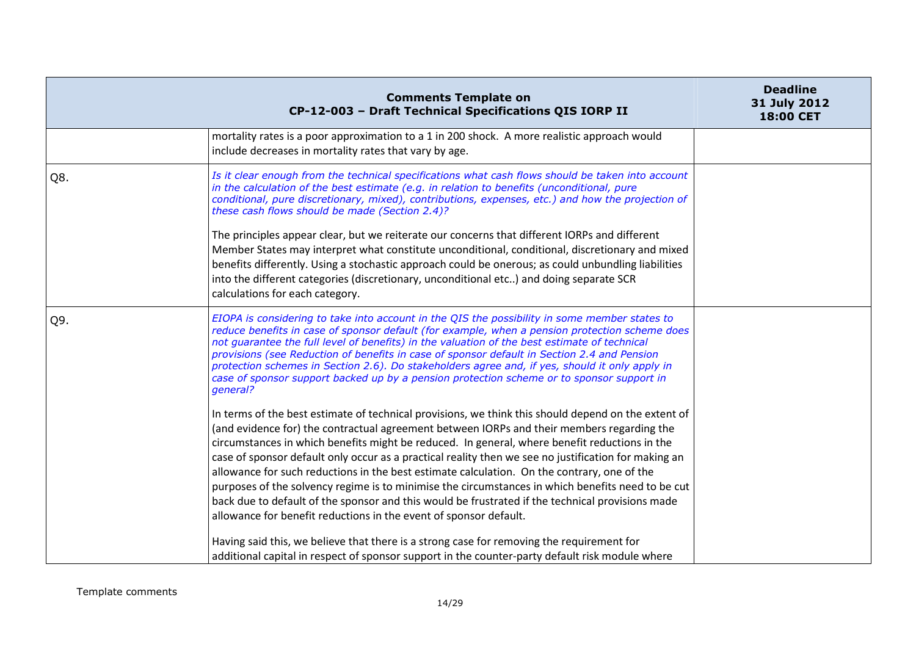| Comments Template on CP-12-003 – Draft Technical Specifications QIS IORP II | | Deadline 31 July 2012 18:00 CET |
|---|---|---|
| | mortality rates is a poor approximation to a 1 in 200 shock. A more realistic approach would include decreases in mortality rates that vary by age. | |
| Q8. | *Is it clear enough from the technical specifications what cash flows should be taken into account in the calculation of the best estimate (e.g. in relation to benefits (unconditional, pure conditional, pure discretionary, mixed), contributions, expenses, etc.) and how the projection of these cash flows should be made (Section 2.4)?*<br><br>The principles appear clear, but we reiterate our concerns that different IORPs and different Member States may interpret what constitute unconditional, conditional, discretionary and mixed benefits differently. Using a stochastic approach could be onerous; as could unbundling liabilities into the different categories (discretionary, unconditional etc..) and doing separate SCR calculations for each category. | |
| Q9. | *EIOPA is considering to take into account in the QIS the possibility in some member states to reduce benefits in case of sponsor default (for example, when a pension protection scheme does not guarantee the full level of benefits) in the valuation of the best estimate of technical provisions (see Reduction of benefits in case of sponsor default in Section 2.4 and Pension protection schemes in Section 2.6). Do stakeholders agree and, if yes, should it only apply in case of sponsor support backed up by a pension protection scheme or to sponsor support in general?*<br><br>In terms of the best estimate of technical provisions, we think this should depend on the extent of (and evidence for) the contractual agreement between IORPs and their members regarding the circumstances in which benefits might be reduced. In general, where benefit reductions in the case of sponsor default only occur as a practical reality then we see no justification for making an allowance for such reductions in the best estimate calculation. On the contrary, one of the purposes of the solvency regime is to minimise the circumstances in which benefits need to be cut back due to default of the sponsor and this would be frustrated if the technical provisions made allowance for benefit reductions in the event of sponsor default.<br><br>Having said this, we believe that there is a strong case for removing the requirement for additional capital in respect of sponsor support in the counter-party default risk module where | |

Template comments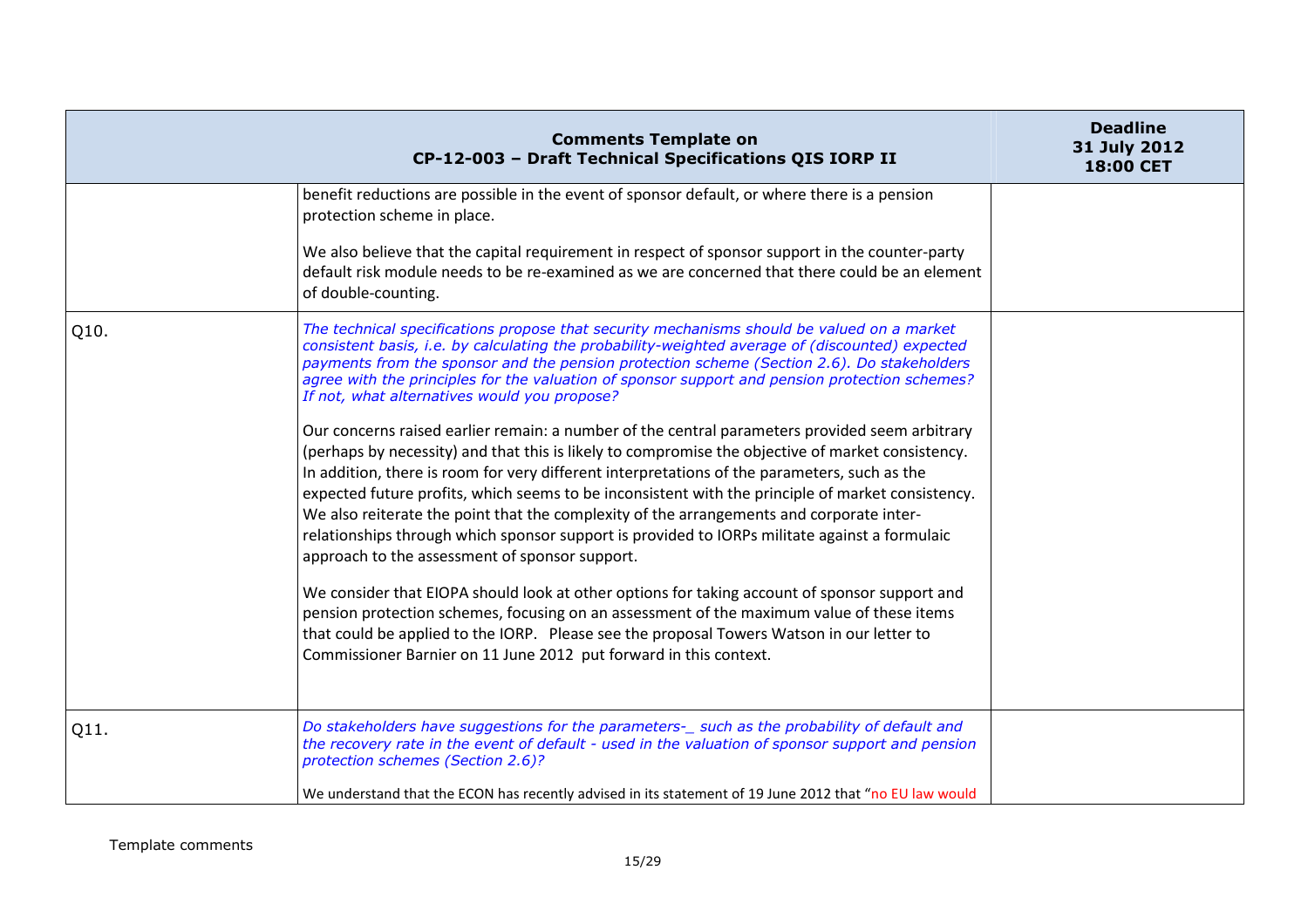| Comments Template on CP-12-003 – Draft Technical Specifications QIS IORP II | | Deadline 31 July 2012 18:00 CET |
|---|---|---|
| | benefit reductions are possible in the event of sponsor default, or where there is a pension protection scheme in place.<br><br>We also believe that the capital requirement in respect of sponsor support in the counter-party default risk module needs to be re-examined as we are concerned that there could be an element of double-counting. | |
| Q10. | *The technical specifications propose that security mechanisms should be valued on a market consistent basis, i.e. by calculating the probability-weighted average of (discounted) expected payments from the sponsor and the pension protection scheme (Section 2.6). Do stakeholders agree with the principles for the valuation of sponsor support and pension protection schemes? If not, what alternatives would you propose?*<br><br>Our concerns raised earlier remain: a number of the central parameters provided seem arbitrary (perhaps by necessity) and that this is likely to compromise the objective of market consistency. In addition, there is room for very different interpretations of the parameters, such as the expected future profits, which seems to be inconsistent with the principle of market consistency. We also reiterate the point that the complexity of the arrangements and corporate inter-relationships through which sponsor support is provided to IORPs militate against a formulaic approach to the assessment of sponsor support.<br><br>We consider that EIOPA should look at other options for taking account of sponsor support and pension protection schemes, focusing on an assessment of the maximum value of these items that could be applied to the IORP. Please see the proposal Towers Watson in our letter to Commissioner Barnier on 11 June 2012 put forward in this context. | |
| Q11. | *Do stakeholders have suggestions for the parameters-_ such as the probability of default and the recovery rate in the event of default - used in the valuation of sponsor support and pension protection schemes (Section 2.6)?*<br><br>We understand that the ECON has recently advised in its statement of 19 June 2012 that "no EU law would | |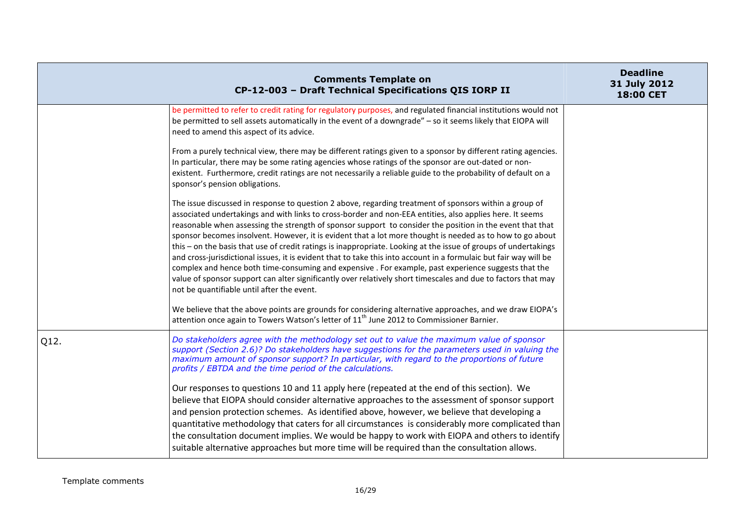| Comments Template on CP-12-003 – Draft Technical Specifications QIS IORP II | | Deadline 31 July 2012 18:00 CET |
|---|---|---|
| | be permitted to refer to credit rating for regulatory purposes, and regulated financial institutions would not be permitted to sell assets automatically in the event of a downgrade" – so it seems likely that EIOPA will need to amend this aspect of its advice.<br><br>From a purely technical view, there may be different ratings given to a sponsor by different rating agencies. In particular, there may be some rating agencies whose ratings of the sponsor are out-dated or non-existent. Furthermore, credit ratings are not necessarily a reliable guide to the probability of default on a sponsor's pension obligations.<br><br>The issue discussed in response to question 2 above, regarding treatment of sponsors within a group of associated undertakings and with links to cross-border and non-EEA entities, also applies here. It seems reasonable when assessing the strength of sponsor support to consider the position in the event that that sponsor becomes insolvent. However, it is evident that a lot more thought is needed as to how to go about this – on the basis that use of credit ratings is inappropriate. Looking at the issue of groups of undertakings and cross-jurisdictional issues, it is evident that to take this into account in a formulaic but fair way will be complex and hence both time-consuming and expensive . For example, past experience suggests that the value of sponsor support can alter significantly over relatively short timescales and due to factors that may not be quantifiable until after the event.<br><br>We believe that the above points are grounds for considering alternative approaches, and we draw EIOPA's attention once again to Towers Watson's letter of 11th June 2012 to Commissioner Barnier. | |
| Q12. | *Do stakeholders agree with the methodology set out to value the maximum value of sponsor support (Section 2.6)? Do stakeholders have suggestions for the parameters used in valuing the maximum amount of sponsor support? In particular, with regard to the proportions of future profits / EBTDA and the time period of the calculations.*<br><br>Our responses to questions 10 and 11 apply here (repeated at the end of this section). We believe that EIOPA should consider alternative approaches to the assessment of sponsor support and pension protection schemes. As identified above, however, we believe that developing a quantitative methodology that caters for all circumstances is considerably more complicated than the consultation document implies. We would be happy to work with EIOPA and others to identify suitable alternative approaches but more time will be required than the consultation allows. | |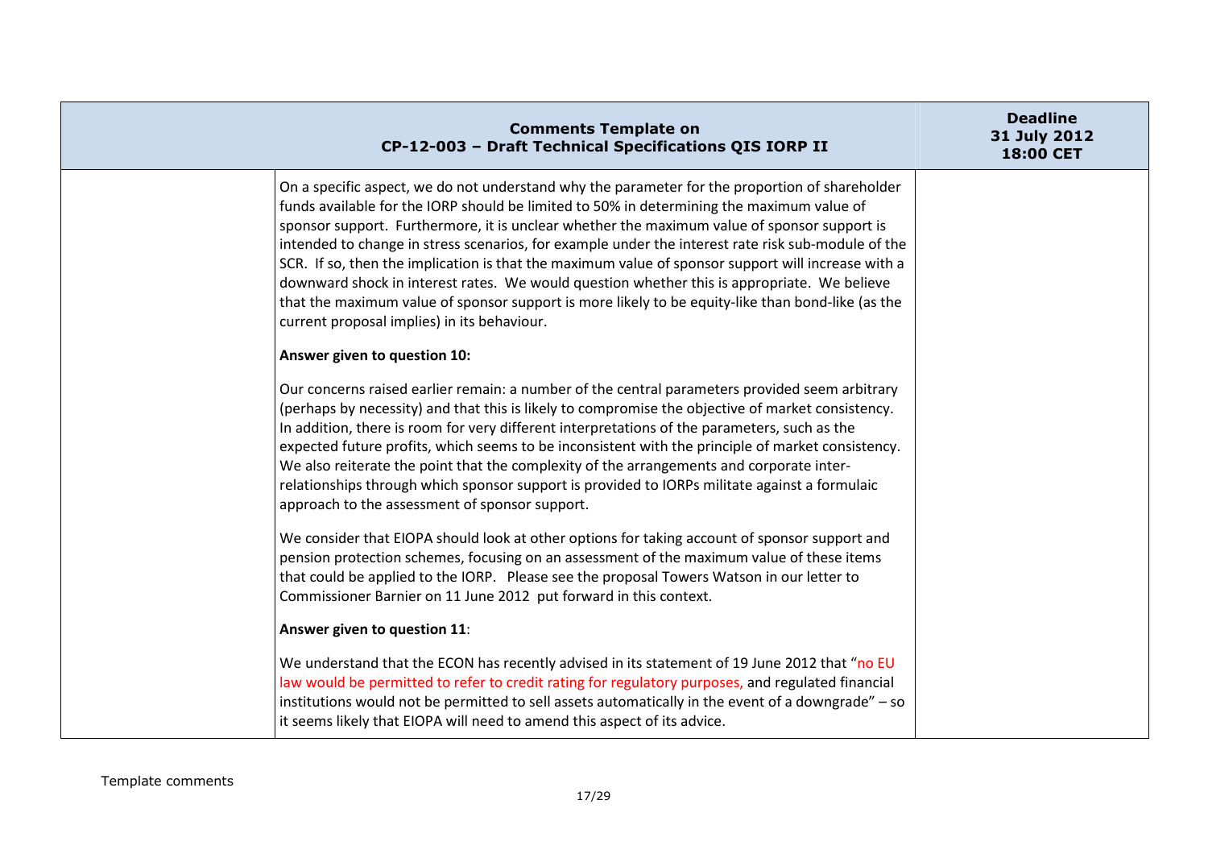| Comments Template on CP-12-003 – Draft Technical Specifications QIS IORP II | | Deadline 31 July 2012 18:00 CET |
| --- | --- | --- |
| | On a specific aspect, we do not understand why the parameter for the proportion of shareholder funds available for the IORP should be limited to 50% in determining the maximum value of sponsor support. Furthermore, it is unclear whether the maximum value of sponsor support is intended to change in stress scenarios, for example under the interest rate risk sub-module of the SCR. If so, then the implication is that the maximum value of sponsor support will increase with a downward shock in interest rates. We would question whether this is appropriate. We believe that the maximum value of sponsor support is more likely to be equity-like than bond-like (as the current proposal implies) in its behaviour.<br><br>**Answer given to question 10:**<br><br>Our concerns raised earlier remain: a number of the central parameters provided seem arbitrary (perhaps by necessity) and that this is likely to compromise the objective of market consistency. In addition, there is room for very different interpretations of the parameters, such as the expected future profits, which seems to be inconsistent with the principle of market consistency. We also reiterate the point that the complexity of the arrangements and corporate inter-relationships through which sponsor support is provided to IORPs militate against a formulaic approach to the assessment of sponsor support.<br><br>We consider that EIOPA should look at other options for taking account of sponsor support and pension protection schemes, focusing on an assessment of the maximum value of these items that could be applied to the IORP. Please see the proposal Towers Watson in our letter to Commissioner Barnier on 11 June 2012 put forward in this context.<br><br>**Answer given to question 11**:<br><br>We understand that the ECON has recently advised in its statement of 19 June 2012 that "no EU law would be permitted to refer to credit rating for regulatory purposes, and regulated financial institutions would not be permitted to sell assets automatically in the event of a downgrade" – so it seems likely that EIOPA will need to amend this aspect of its advice. | |

Template comments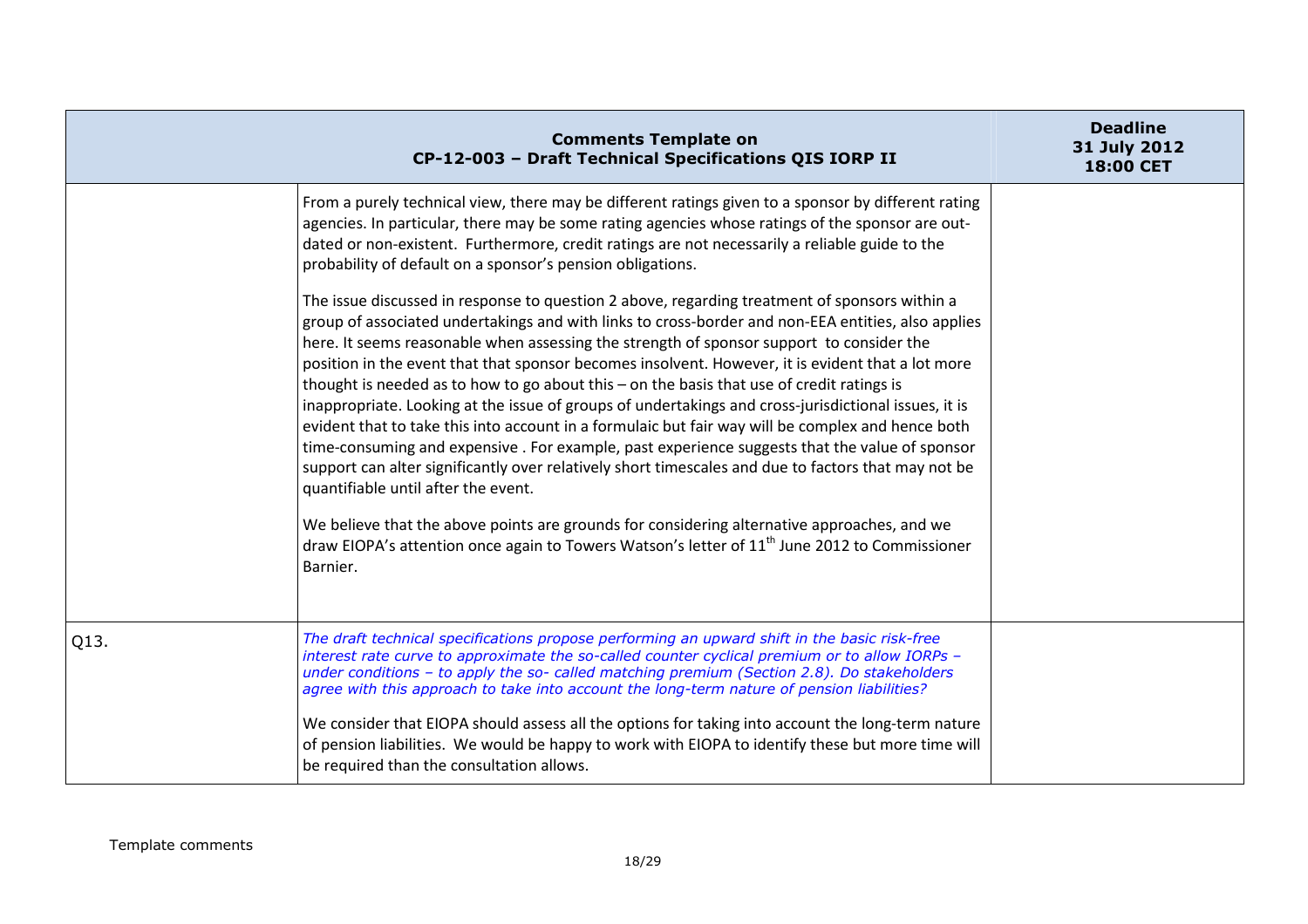| Comments Template on CP-12-003 – Draft Technical Specifications QIS IORP II | | Deadline 31 July 2012 18:00 CET |
|---|---|---|
| | From a purely technical view, there may be different ratings given to a sponsor by different rating agencies. In particular, there may be some rating agencies whose ratings of the sponsor are out-dated or non-existent. Furthermore, credit ratings are not necessarily a reliable guide to the probability of default on a sponsor's pension obligations.<br><br>The issue discussed in response to question 2 above, regarding treatment of sponsors within a group of associated undertakings and with links to cross-border and non-EEA entities, also applies here. It seems reasonable when assessing the strength of sponsor support to consider the position in the event that that sponsor becomes insolvent. However, it is evident that a lot more thought is needed as to how to go about this – on the basis that use of credit ratings is inappropriate. Looking at the issue of groups of undertakings and cross-jurisdictional issues, it is evident that to take this into account in a formulaic but fair way will be complex and hence both time-consuming and expensive . For example, past experience suggests that the value of sponsor support can alter significantly over relatively short timescales and due to factors that may not be quantifiable until after the event.<br><br>We believe that the above points are grounds for considering alternative approaches, and we draw EIOPA's attention once again to Towers Watson's letter of 11th June 2012 to Commissioner Barnier. | |
| Q13. | *The draft technical specifications propose performing an upward shift in the basic risk-free interest rate curve to approximate the so-called counter cyclical premium or to allow IORPs – under conditions – to apply the so- called matching premium (Section 2.8). Do stakeholders agree with this approach to take into account the long-term nature of pension liabilities?*<br><br>We consider that EIOPA should assess all the options for taking into account the long-term nature of pension liabilities. We would be happy to work with EIOPA to identify these but more time will be required than the consultation allows. | |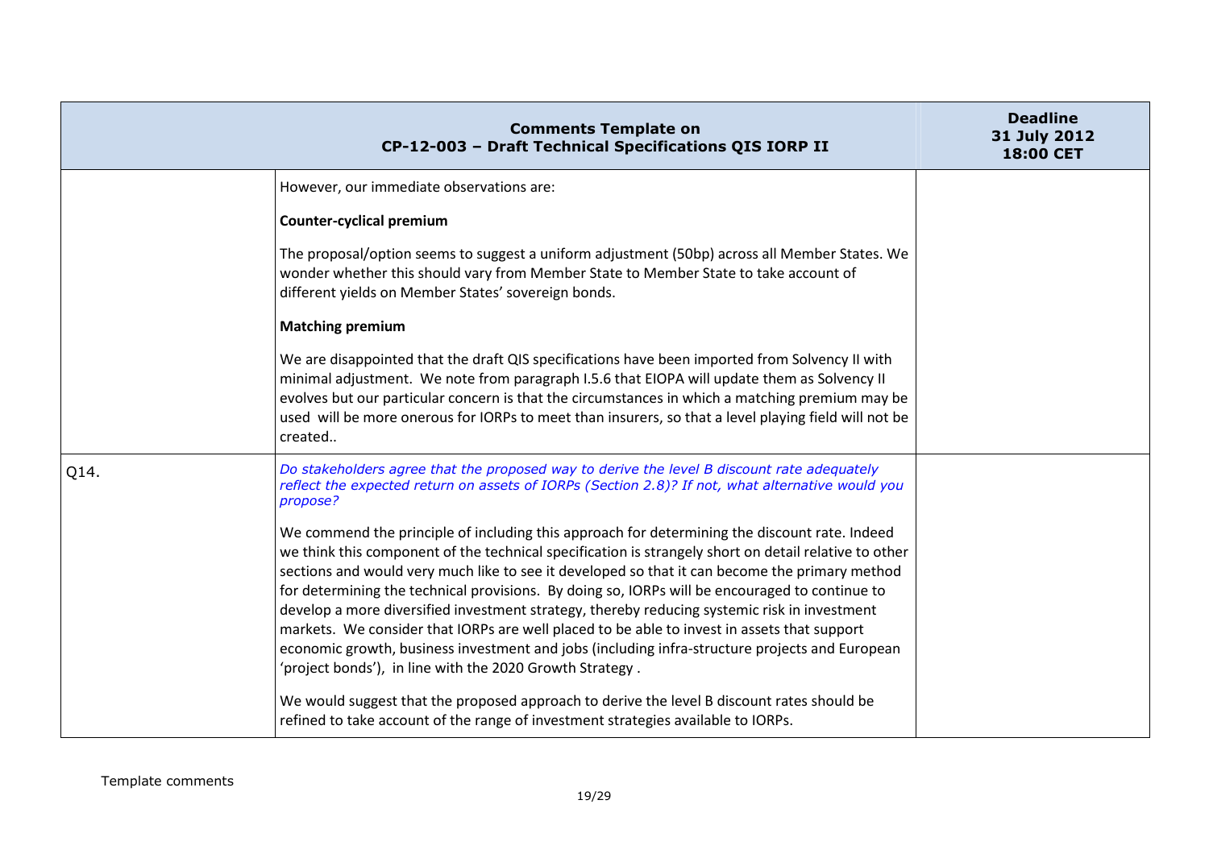| Comments Template on CP-12-003 – Draft Technical Specifications QIS IORP II | | Deadline 31 July 2012 18:00 CET |
|---|---|---|
| | However, our immediate observations are:<br><br>**Counter-cyclical premium**<br><br>The proposal/option seems to suggest a uniform adjustment (50bp) across all Member States. We wonder whether this should vary from Member State to Member State to take account of different yields on Member States' sovereign bonds.<br><br>**Matching premium**<br><br>We are disappointed that the draft QIS specifications have been imported from Solvency II with minimal adjustment. We note from paragraph I.5.6 that EIOPA will update them as Solvency II evolves but our particular concern is that the circumstances in which a matching premium may be used will be more onerous for IORPs to meet than insurers, so that a level playing field will not be created.. | |
| Q14. | *Do stakeholders agree that the proposed way to derive the level B discount rate adequately reflect the expected return on assets of IORPs (Section 2.8)? If not, what alternative would you propose?*<br><br>We commend the principle of including this approach for determining the discount rate. Indeed we think this component of the technical specification is strangely short on detail relative to other sections and would very much like to see it developed so that it can become the primary method for determining the technical provisions. By doing so, IORPs will be encouraged to continue to develop a more diversified investment strategy, thereby reducing systemic risk in investment markets. We consider that IORPs are well placed to be able to invest in assets that support economic growth, business investment and jobs (including infra-structure projects and European 'project bonds'), in line with the 2020 Growth Strategy .<br><br>We would suggest that the proposed approach to derive the level B discount rates should be refined to take account of the range of investment strategies available to IORPs. | |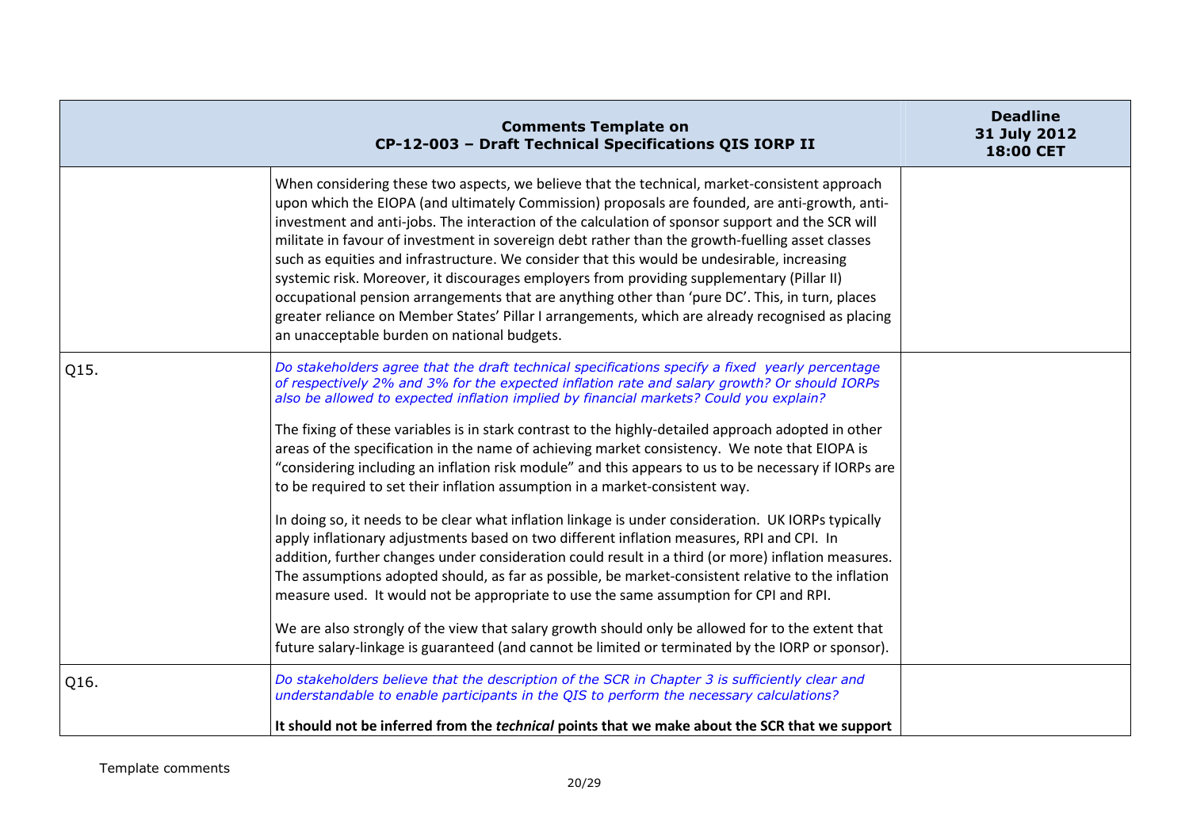| Comments Template on CP-12-003 – Draft Technical Specifications QIS IORP II | | Deadline 31 July 2012 18:00 CET |
|---|---|---|
| | When considering these two aspects, we believe that the technical, market-consistent approach upon which the EIOPA (and ultimately Commission) proposals are founded, are anti-growth, anti-investment and anti-jobs. The interaction of the calculation of sponsor support and the SCR will militate in favour of investment in sovereign debt rather than the growth-fuelling asset classes such as equities and infrastructure. We consider that this would be undesirable, increasing systemic risk. Moreover, it discourages employers from providing supplementary (Pillar II) occupational pension arrangements that are anything other than 'pure DC'. This, in turn, places greater reliance on Member States' Pillar I arrangements, which are already recognised as placing an unacceptable burden on national budgets. | |
| Q15. | *Do stakeholders agree that the draft technical specifications specify a fixed yearly percentage of respectively 2% and 3% for the expected inflation rate and salary growth? Or should IORPs also be allowed to expected inflation implied by financial markets? Could you explain?*<br><br>The fixing of these variables is in stark contrast to the highly-detailed approach adopted in other areas of the specification in the name of achieving market consistency. We note that EIOPA is "considering including an inflation risk module" and this appears to us to be necessary if IORPs are to be required to set their inflation assumption in a market-consistent way.<br><br>In doing so, it needs to be clear what inflation linkage is under consideration. UK IORPs typically apply inflationary adjustments based on two different inflation measures, RPI and CPI. In addition, further changes under consideration could result in a third (or more) inflation measures. The assumptions adopted should, as far as possible, be market-consistent relative to the inflation measure used. It would not be appropriate to use the same assumption for CPI and RPI.<br><br>We are also strongly of the view that salary growth should only be allowed for to the extent that future salary-linkage is guaranteed (and cannot be limited or terminated by the IORP or sponsor). | |
| Q16. | *Do stakeholders believe that the description of the SCR in Chapter 3 is sufficiently clear and understandable to enable participants in the QIS to perform the necessary calculations?*<br><br>**It should not be inferred from the *technical* points that we make about the SCR that we support** | |

Template comments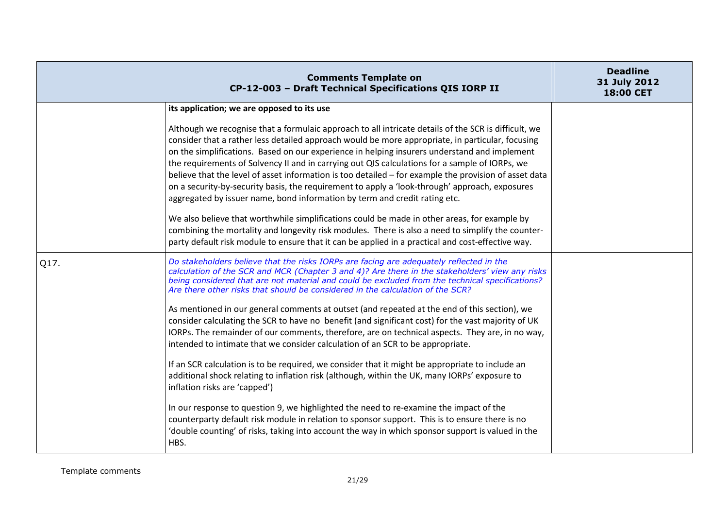| Comments Template on CP-12-003 – Draft Technical Specifications QIS IORP II | | Deadline 31 July 2012 18:00 CET |
|---|---|---|
| | **its application; we are opposed to its use**<br><br>Although we recognise that a formulaic approach to all intricate details of the SCR is difficult, we consider that a rather less detailed approach would be more appropriate, in particular, focusing on the simplifications. Based on our experience in helping insurers understand and implement the requirements of Solvency II and in carrying out QIS calculations for a sample of IORPs, we believe that the level of asset information is too detailed – for example the provision of asset data on a security-by-security basis, the requirement to apply a 'look-through' approach, exposures aggregated by issuer name, bond information by term and credit rating etc.<br><br>We also believe that worthwhile simplifications could be made in other areas, for example by combining the mortality and longevity risk modules. There is also a need to simplify the counter-party default risk module to ensure that it can be applied in a practical and cost-effective way. | |
| Q17. | *Do stakeholders believe that the risks IORPs are facing are adequately reflected in the calculation of the SCR and MCR (Chapter 3 and 4)? Are there in the stakeholders' view any risks being considered that are not material and could be excluded from the technical specifications? Are there other risks that should be considered in the calculation of the SCR?*<br><br>As mentioned in our general comments at outset (and repeated at the end of this section), we consider calculating the SCR to have no benefit (and significant cost) for the vast majority of UK IORPs. The remainder of our comments, therefore, are on technical aspects. They are, in no way, intended to intimate that we consider calculation of an SCR to be appropriate.<br><br>If an SCR calculation is to be required, we consider that it might be appropriate to include an additional shock relating to inflation risk (although, within the UK, many IORPs' exposure to inflation risks are 'capped')<br><br>In our response to question 9, we highlighted the need to re-examine the impact of the counterparty default risk module in relation to sponsor support. This is to ensure there is no 'double counting' of risks, taking into account the way in which sponsor support is valued in the HBS. | |

Template comments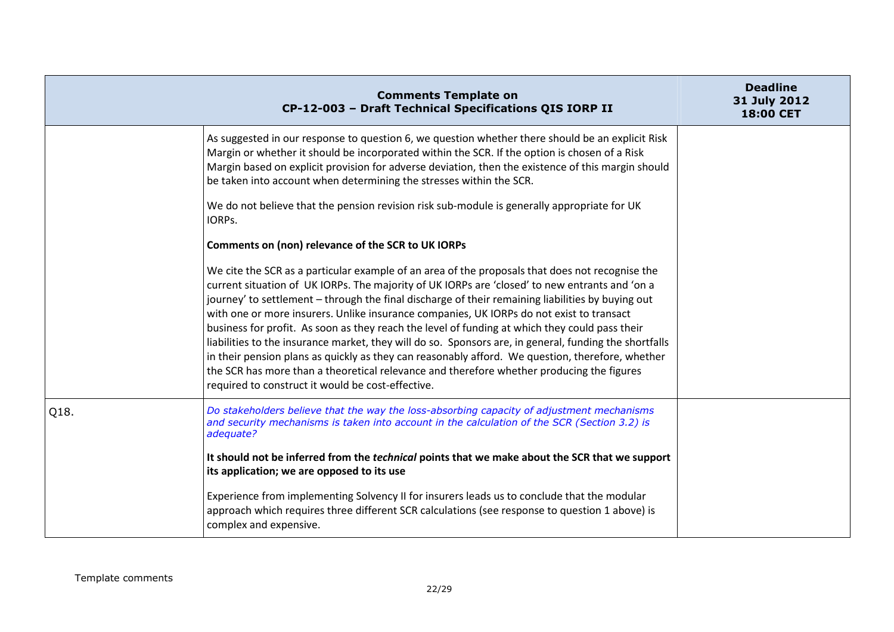| Comments Template on CP-12-003 – Draft Technical Specifications QIS IORP II | | Deadline 31 July 2012 18:00 CET |
|---|---|---|
| | As suggested in our response to question 6, we question whether there should be an explicit Risk Margin or whether it should be incorporated within the SCR. If the option is chosen of a Risk Margin based on explicit provision for adverse deviation, then the existence of this margin should be taken into account when determining the stresses within the SCR.<br><br>We do not believe that the pension revision risk sub-module is generally appropriate for UK IORPs.<br><br>**Comments on (non) relevance of the SCR to UK IORPs**<br><br>We cite the SCR as a particular example of an area of the proposals that does not recognise the current situation of UK IORPs. The majority of UK IORPs are 'closed' to new entrants and 'on a journey' to settlement – through the final discharge of their remaining liabilities by buying out with one or more insurers. Unlike insurance companies, UK IORPs do not exist to transact business for profit. As soon as they reach the level of funding at which they could pass their liabilities to the insurance market, they will do so. Sponsors are, in general, funding the shortfalls in their pension plans as quickly as they can reasonably afford. We question, therefore, whether the SCR has more than a theoretical relevance and therefore whether producing the figures required to construct it would be cost-effective. | |
| Q18. | *Do stakeholders believe that the way the loss-absorbing capacity of adjustment mechanisms and security mechanisms is taken into account in the calculation of the SCR (Section 3.2) is adequate?*<br><br>**It should not be inferred from the *technical* points that we make about the SCR that we support its application; we are opposed to its use**<br><br>Experience from implementing Solvency II for insurers leads us to conclude that the modular approach which requires three different SCR calculations (see response to question 1 above) is complex and expensive. | |

Template comments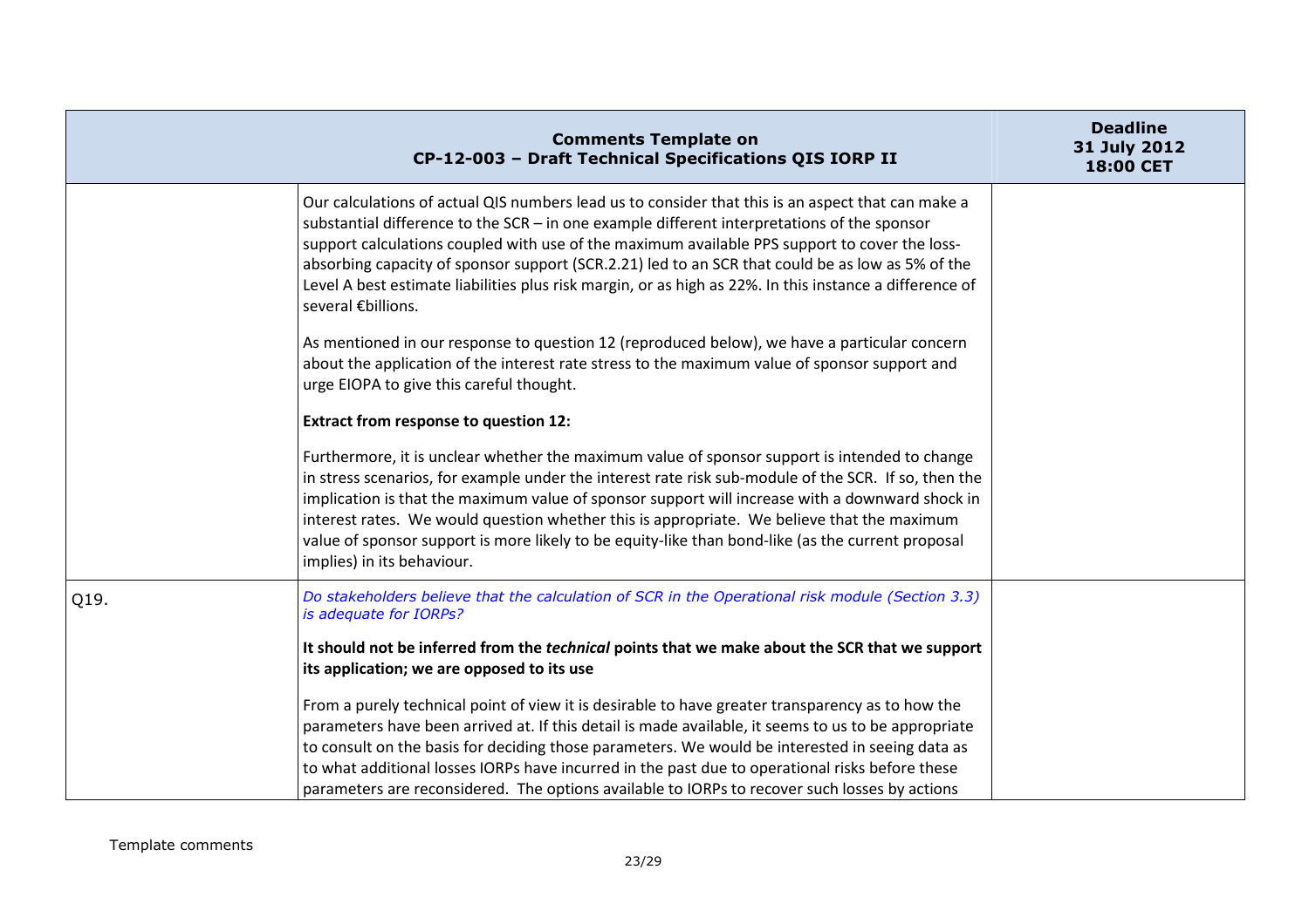| Comments Template on CP-12-003 – Draft Technical Specifications QIS IORP II | | Deadline 31 July 2012 18:00 CET |
|---|---|---|
| | Our calculations of actual QIS numbers lead us to consider that this is an aspect that can make a substantial difference to the SCR – in one example different interpretations of the sponsor support calculations coupled with use of the maximum available PPS support to cover the loss-absorbing capacity of sponsor support (SCR.2.21) led to an SCR that could be as low as 5% of the Level A best estimate liabilities plus risk margin, or as high as 22%. In this instance a difference of several €billions.<br><br>As mentioned in our response to question 12 (reproduced below), we have a particular concern about the application of the interest rate stress to the maximum value of sponsor support and urge EIOPA to give this careful thought.<br><br>**Extract from response to question 12:**<br><br>Furthermore, it is unclear whether the maximum value of sponsor support is intended to change in stress scenarios, for example under the interest rate risk sub-module of the SCR. If so, then the implication is that the maximum value of sponsor support will increase with a downward shock in interest rates. We would question whether this is appropriate. We believe that the maximum value of sponsor support is more likely to be equity-like than bond-like (as the current proposal implies) in its behaviour. | |
| Q19. | *Do stakeholders believe that the calculation of SCR in the Operational risk module (Section 3.3) is adequate for IORPs?*<br><br>**It should not be inferred from the *technical* points that we make about the SCR that we support its application; we are opposed to its use**<br><br>From a purely technical point of view it is desirable to have greater transparency as to how the parameters have been arrived at. If this detail is made available, it seems to us to be appropriate to consult on the basis for deciding those parameters. We would be interested in seeing data as to what additional losses IORPs have incurred in the past due to operational risks before these parameters are reconsidered. The options available to IORPs to recover such losses by actions | |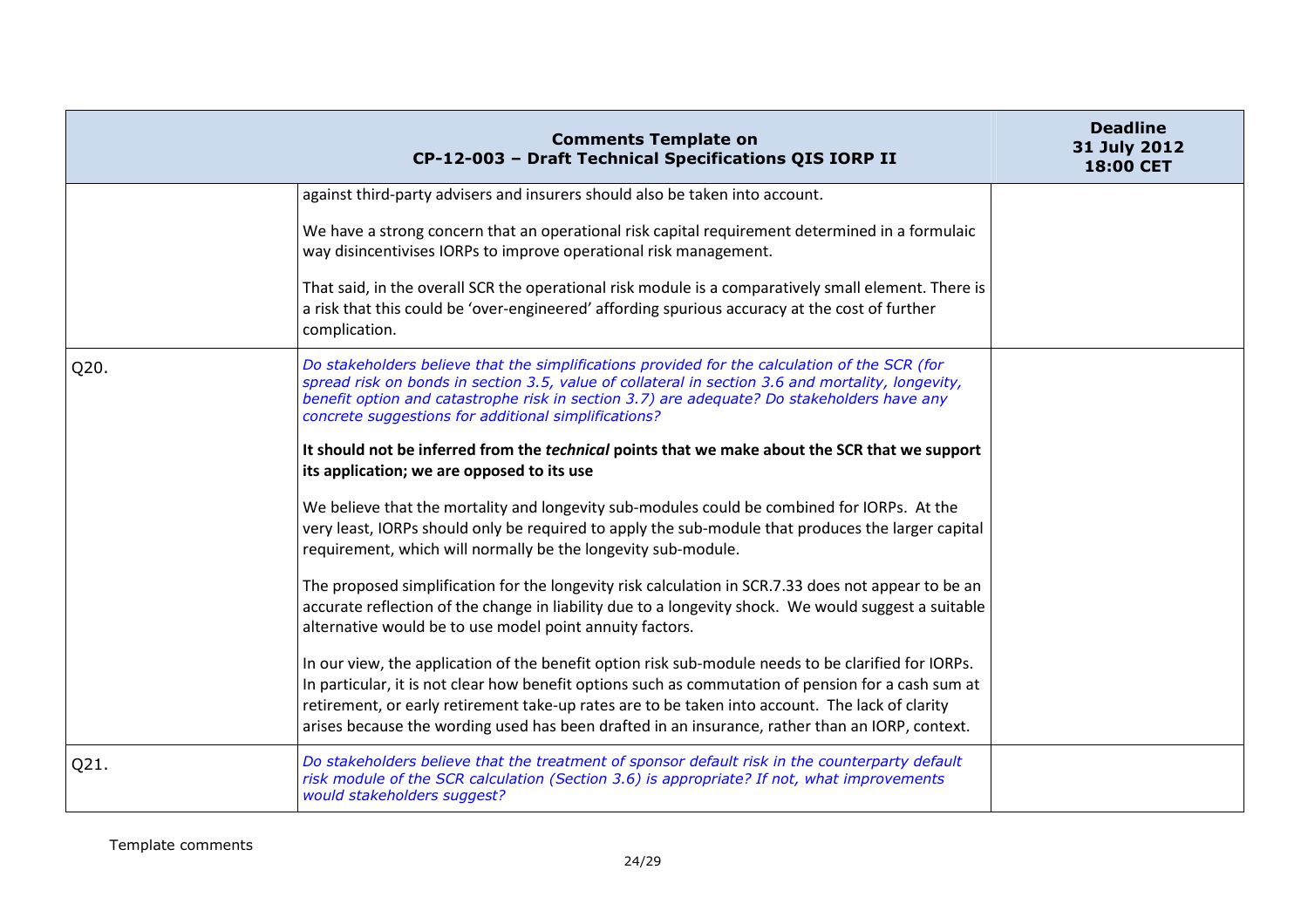| Comments Template on CP-12-003 – Draft Technical Specifications QIS IORP II | | Deadline 31 July 2012 18:00 CET |
|---|---|---|
| | against third-party advisers and insurers should also be taken into account.<br><br>We have a strong concern that an operational risk capital requirement determined in a formulaic way disincentivises IORPs to improve operational risk management.<br><br>That said, in the overall SCR the operational risk module is a comparatively small element. There is a risk that this could be 'over-engineered' affording spurious accuracy at the cost of further complication. | |
| Q20. | *Do stakeholders believe that the simplifications provided for the calculation of the SCR (for spread risk on bonds in section 3.5, value of collateral in section 3.6 and mortality, longevity, benefit option and catastrophe risk in section 3.7) are adequate? Do stakeholders have any concrete suggestions for additional simplifications?*<br><br>**It should not be inferred from the *technical* points that we make about the SCR that we support its application; we are opposed to its use**<br><br>We believe that the mortality and longevity sub-modules could be combined for IORPs. At the very least, IORPs should only be required to apply the sub-module that produces the larger capital requirement, which will normally be the longevity sub-module.<br><br>The proposed simplification for the longevity risk calculation in SCR.7.33 does not appear to be an accurate reflection of the change in liability due to a longevity shock. We would suggest a suitable alternative would be to use model point annuity factors.<br><br>In our view, the application of the benefit option risk sub-module needs to be clarified for IORPs. In particular, it is not clear how benefit options such as commutation of pension for a cash sum at retirement, or early retirement take-up rates are to be taken into account. The lack of clarity arises because the wording used has been drafted in an insurance, rather than an IORP, context. | |
| Q21. | *Do stakeholders believe that the treatment of sponsor default risk in the counterparty default risk module of the SCR calculation (Section 3.6) is appropriate? If not, what improvements would stakeholders suggest?* | |

Template comments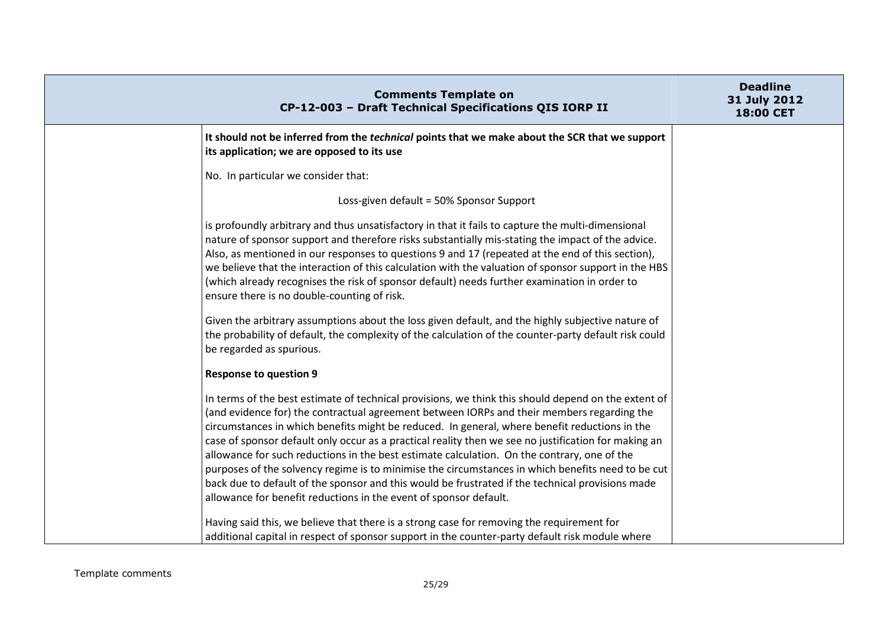**It should not be inferred from the *technical* points that we make about the SCR that we support its application; we are opposed to its use**

No. In particular we consider that:

Loss-given default = 50% Sponsor Support

is profoundly arbitrary and thus unsatisfactory in that it fails to capture the multi-dimensional nature of sponsor support and therefore risks substantially mis-stating the impact of the advice. Also, as mentioned in our responses to questions 9 and 17 (repeated at the end of this section), we believe that the interaction of this calculation with the valuation of sponsor support in the HBS (which already recognises the risk of sponsor default) needs further examination in order to ensure there is no double-counting of risk.

Given the arbitrary assumptions about the loss given default, and the highly subjective nature of the probability of default, the complexity of the calculation of the counter-party default risk could be regarded as spurious.

**Response to question 9**

In terms of the best estimate of technical provisions, we think this should depend on the extent of (and evidence for) the contractual agreement between IORPs and their members regarding the circumstances in which benefits might be reduced. In general, where benefit reductions in the case of sponsor default only occur as a practical reality then we see no justification for making an allowance for such reductions in the best estimate calculation. On the contrary, one of the purposes of the solvency regime is to minimise the circumstances in which benefits need to be cut back due to default of the sponsor and this would be frustrated if the technical provisions made allowance for benefit reductions in the event of sponsor default.

Having said this, we believe that there is a strong case for removing the requirement for additional capital in respect of sponsor support in the counter-party default risk module where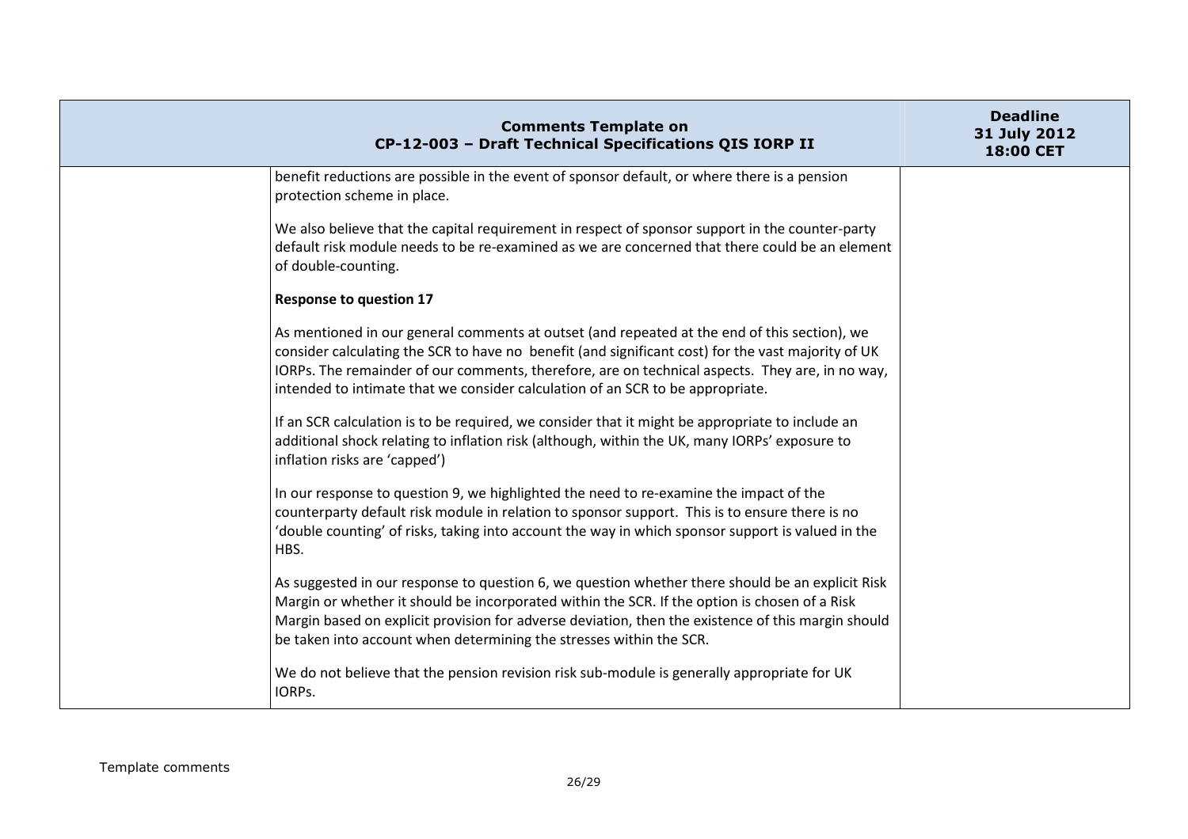| | | |
|---|---|---|
| | benefit reductions are possible in the event of sponsor default, or where there is a pension protection scheme in place.<br><br>We also believe that the capital requirement in respect of sponsor support in the counter-party default risk module needs to be re-examined as we are concerned that there could be an element of double-counting.<br><br>**Response to question 17**<br><br>As mentioned in our general comments at outset (and repeated at the end of this section), we consider calculating the SCR to have no benefit (and significant cost) for the vast majority of UK IORPs. The remainder of our comments, therefore, are on technical aspects. They are, in no way, intended to intimate that we consider calculation of an SCR to be appropriate.<br><br>If an SCR calculation is to be required, we consider that it might be appropriate to include an additional shock relating to inflation risk (although, within the UK, many IORPs' exposure to inflation risks are 'capped')<br><br>In our response to question 9, we highlighted the need to re-examine the impact of the counterparty default risk module in relation to sponsor support. This is to ensure there is no 'double counting' of risks, taking into account the way in which sponsor support is valued in the HBS.<br><br>As suggested in our response to question 6, we question whether there should be an explicit Risk Margin or whether it should be incorporated within the SCR. If the option is chosen of a Risk Margin based on explicit provision for adverse deviation, then the existence of this margin should be taken into account when determining the stresses within the SCR.<br><br>We do not believe that the pension revision risk sub-module is generally appropriate for UK IORPs. | |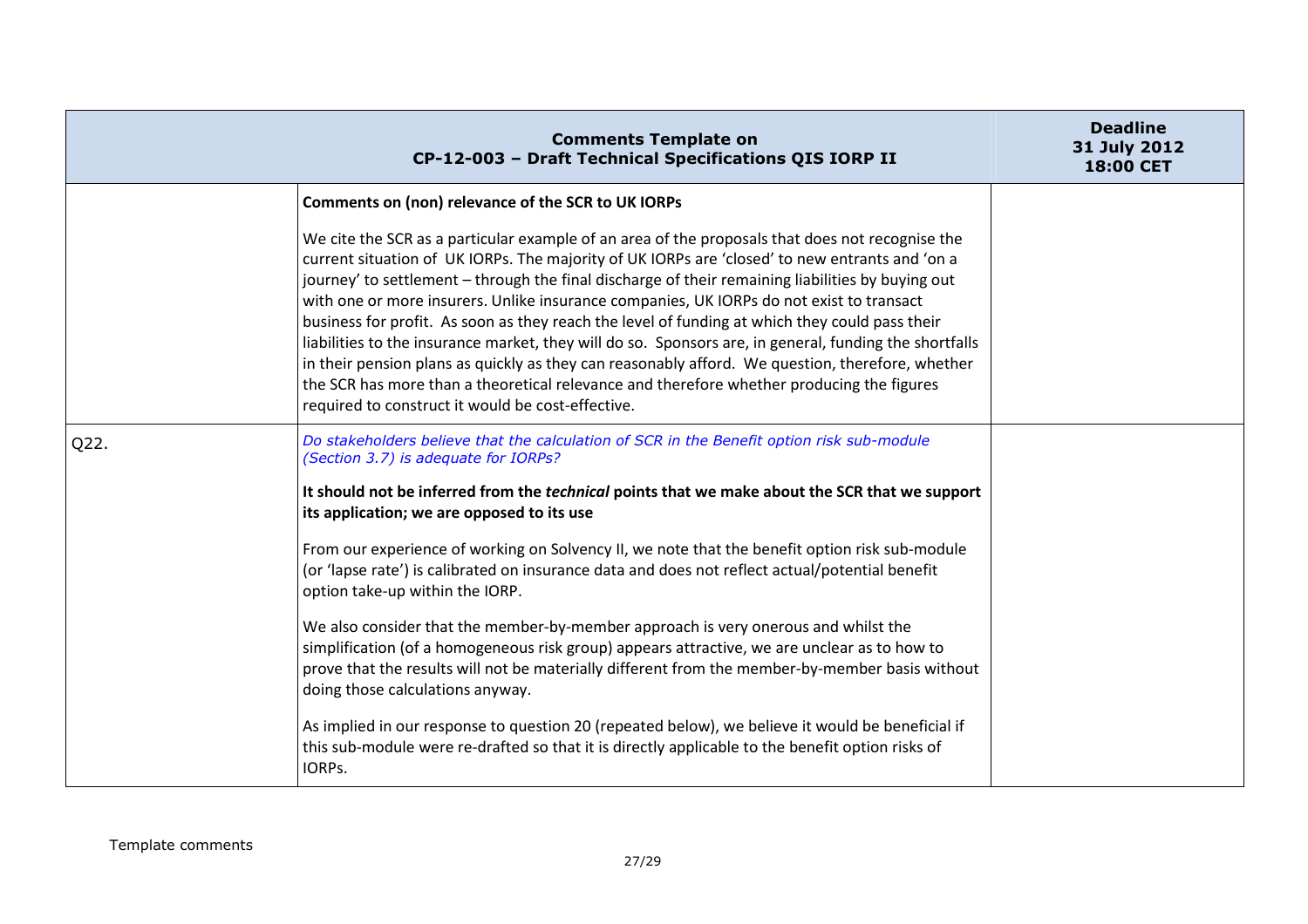| Comments Template on CP-12-003 – Draft Technical Specifications QIS IORP II | | Deadline 31 July 2012 18:00 CET |
|---|---|---|
| | **Comments on (non) relevance of the SCR to UK IORPs**<br><br>We cite the SCR as a particular example of an area of the proposals that does not recognise the current situation of UK IORPs. The majority of UK IORPs are 'closed' to new entrants and 'on a journey' to settlement – through the final discharge of their remaining liabilities by buying out with one or more insurers. Unlike insurance companies, UK IORPs do not exist to transact business for profit. As soon as they reach the level of funding at which they could pass their liabilities to the insurance market, they will do so. Sponsors are, in general, funding the shortfalls in their pension plans as quickly as they can reasonably afford. We question, therefore, whether the SCR has more than a theoretical relevance and therefore whether producing the figures required to construct it would be cost-effective. | |
| Q22. | *Do stakeholders believe that the calculation of SCR in the Benefit option risk sub-module (Section 3.7) is adequate for IORPs?*<br><br>**It should not be inferred from the *technical* points that we make about the SCR that we support its application; we are opposed to its use**<br><br>From our experience of working on Solvency II, we note that the benefit option risk sub-module (or 'lapse rate') is calibrated on insurance data and does not reflect actual/potential benefit option take-up within the IORP.<br><br>We also consider that the member-by-member approach is very onerous and whilst the simplification (of a homogeneous risk group) appears attractive, we are unclear as to how to prove that the results will not be materially different from the member-by-member basis without doing those calculations anyway.<br><br>As implied in our response to question 20 (repeated below), we believe it would be beneficial if this sub-module were re-drafted so that it is directly applicable to the benefit option risks of IORPs. | |

Template comments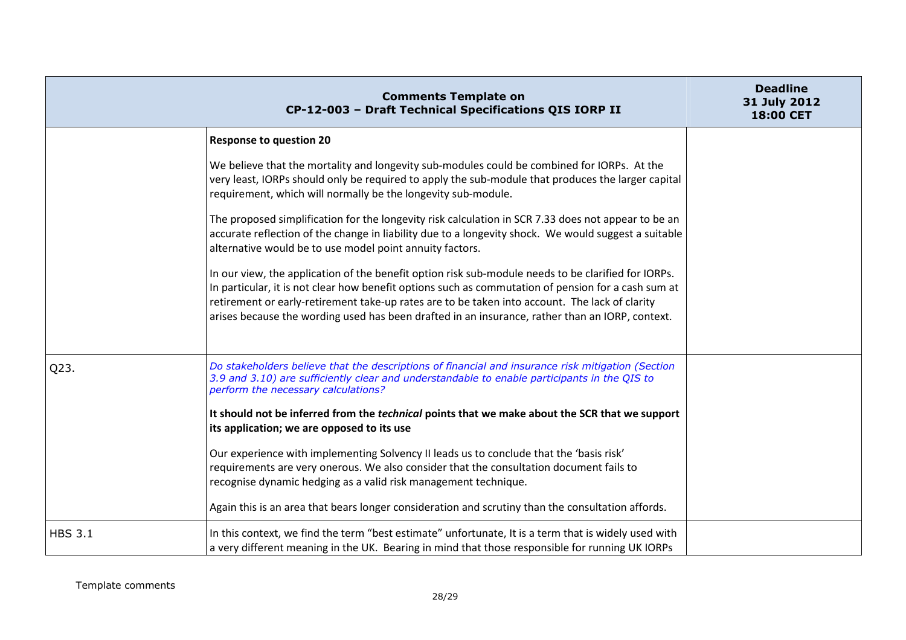| Comments Template on CP-12-003 – Draft Technical Specifications QIS IORP II | | Deadline 31 July 2012 18:00 CET |
|---|---|---|
| | **Response to question 20**<br><br>We believe that the mortality and longevity sub-modules could be combined for IORPs. At the very least, IORPs should only be required to apply the sub-module that produces the larger capital requirement, which will normally be the longevity sub-module.<br><br>The proposed simplification for the longevity risk calculation in SCR 7.33 does not appear to be an accurate reflection of the change in liability due to a longevity shock. We would suggest a suitable alternative would be to use model point annuity factors.<br><br>In our view, the application of the benefit option risk sub-module needs to be clarified for IORPs. In particular, it is not clear how benefit options such as commutation of pension for a cash sum at retirement or early-retirement take-up rates are to be taken into account. The lack of clarity arises because the wording used has been drafted in an insurance, rather than an IORP, context. | |
| Q23. | *Do stakeholders believe that the descriptions of financial and insurance risk mitigation (Section 3.9 and 3.10) are sufficiently clear and understandable to enable participants in the QIS to perform the necessary calculations?*<br><br>**It should not be inferred from the *technical* points that we make about the SCR that we support its application; we are opposed to its use**<br><br>Our experience with implementing Solvency II leads us to conclude that the 'basis risk' requirements are very onerous. We also consider that the consultation document fails to recognise dynamic hedging as a valid risk management technique.<br><br>Again this is an area that bears longer consideration and scrutiny than the consultation affords. | |
| HBS 3.1 | In this context, we find the term "best estimate" unfortunate, It is a term that is widely used with a very different meaning in the UK. Bearing in mind that those responsible for running UK IORPs | |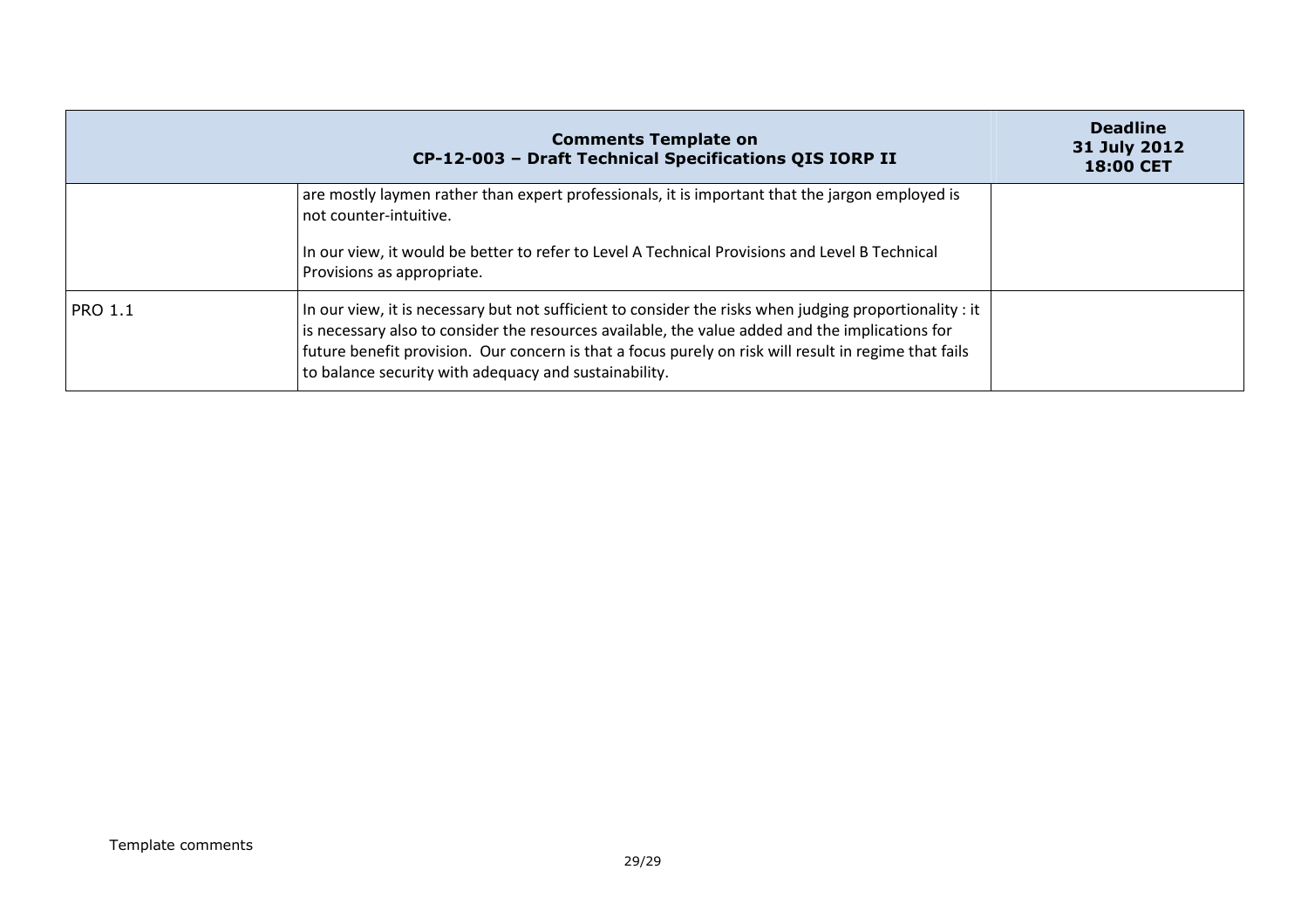| | | |
|---|---|---|
| | are mostly laymen rather than expert professionals, it is important that the jargon employed is not counter-intuitive.<br><br>In our view, it would be better to refer to Level A Technical Provisions and Level B Technical Provisions as appropriate. | |
| PRO 1.1 | In our view, it is necessary but not sufficient to consider the risks when judging proportionality : it is necessary also to consider the resources available, the value added and the implications for future benefit provision. Our concern is that a focus purely on risk will result in regime that fails to balance security with adequacy and sustainability. | |